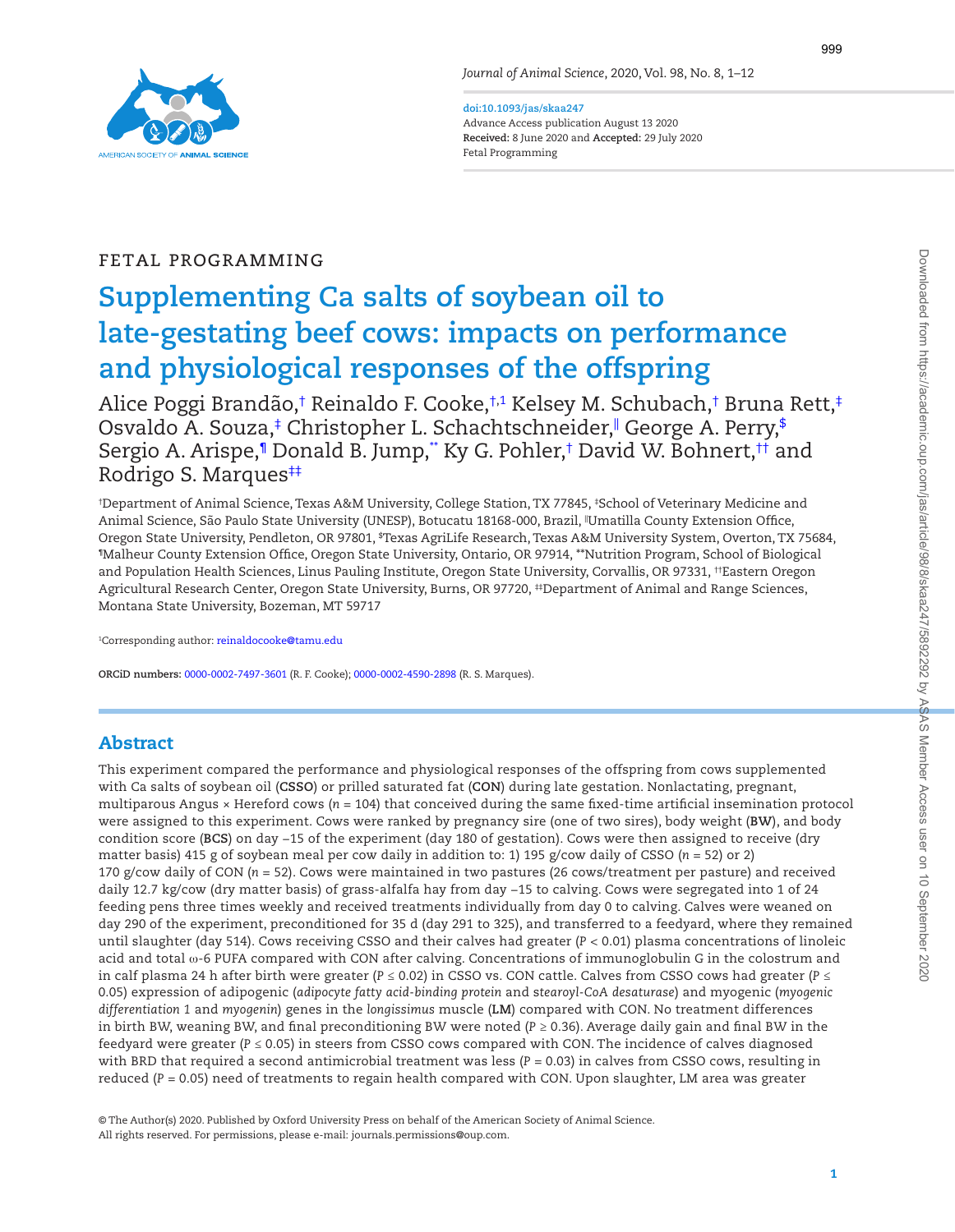FETAL PROGRAMMING

# Supplementing Ca salts of soybean oil to late-gestating beef cows: impacts on performance and physiological responses of the offspring

Alice Poggi Brandão,[†] Reinaldo F. Cooke,[†,1] Kelsey M. Schubach,[†] Bruna Rett,[‡] Osvaldo A. Souza,[‡] Christopher L. Schachtschneider,[||] George A. Perry,[$] Sergio A. Arispe,[¶] Donald B. Jump,[**] Ky G. Pohler,[†] David W. Bohnert,[††] and Rodrigo S. Marques[‡‡]

[†]Department of Animal Science, Texas A&M University, College Station, TX 77845, [‡]School of Veterinary Medicine and Animal Science, São Paulo State University (UNESP), Botucatu 18168-000, Brazil, [||]Umatilla County Extension Office, Oregon State University, Pendleton, OR 97801, [$]Texas AgriLife Research, Texas A&M University System, Overton, TX 75684, [¶]Malheur County Extension Office, Oregon State University, Ontario, OR 97914, [**]Nutrition Program, School of Biological and Population Health Sciences, Linus Pauling Institute, Oregon State University, Corvallis, OR 97331, [††]Eastern Oregon Agricultural Research Center, Oregon State University, Burns, OR 97720, [‡‡]Department of Animal and Range Sciences, Montana State University, Bozeman, MT 59717

[1]Corresponding author: reinaldocooke@tamu.edu

**ORCiD numbers:** 0000-0002-7497-3601 (R. F. Cooke); 0000-0002-4590-2898 (R. S. Marques).

## Abstract

This experiment compared the performance and physiological responses of the offspring from cows supplemented with Ca salts of soybean oil (**CSSO**) or prilled saturated fat (**CON**) during late gestation. Nonlactating, pregnant, multiparous Angus × Hereford cows ($n$ = 104) that conceived during the same fixed-time artificial insemination protocol were assigned to this experiment. Cows were ranked by pregnancy sire (one of two sires), body weight (**BW**), and body condition score (**BCS**) on day −15 of the experiment (day 180 of gestation). Cows were then assigned to receive (dry matter basis) 415 g of soybean meal per cow daily in addition to: 1) 195 g/cow daily of CSSO ($n$ = 52) or 2) 170 g/cow daily of CON ($n$ = 52). Cows were maintained in two pastures (26 cows/treatment per pasture) and received daily 12.7 kg/cow (dry matter basis) of grass-alfalfa hay from day −15 to calving. Cows were segregated into 1 of 24 feeding pens three times weekly and received treatments individually from day 0 to calving. Calves were weaned on day 290 of the experiment, preconditioned for 35 d (day 291 to 325), and transferred to a feedyard, where they remained until slaughter (day 514). Cows receiving CSSO and their calves had greater ($P$ < 0.01) plasma concentrations of linoleic acid and total ω-6 PUFA compared with CON after calving. Concentrations of immunoglobulin G in the colostrum and in calf plasma 24 h after birth were greater ($P$ ≤ 0.02) in CSSO vs. CON cattle. Calves from CSSO cows had greater ($P$ ≤ 0.05) expression of adipogenic (*adipocyte fatty acid-binding protein* and *stearoyl-CoA desaturase*) and myogenic (*myogenic differentiation 1* and *myogenin*) genes in the *longissimus* muscle (**LM**) compared with CON. No treatment differences in birth BW, weaning BW, and final preconditioning BW were noted ($P$ ≥ 0.36). Average daily gain and final BW in the feedyard were greater ($P$ ≤ 0.05) in steers from CSSO cows compared with CON. The incidence of calves diagnosed with BRD that required a second antimicrobial treatment was less ($P$ = 0.03) in calves from CSSO cows, resulting in reduced ($P$ = 0.05) need of treatments to regain health compared with CON. Upon slaughter, LM area was greater

© The Author(s) 2020. Published by Oxford University Press on behalf of the American Society of Animal Science. All rights reserved. For permissions, please e-mail: journals.permissions@oup.com.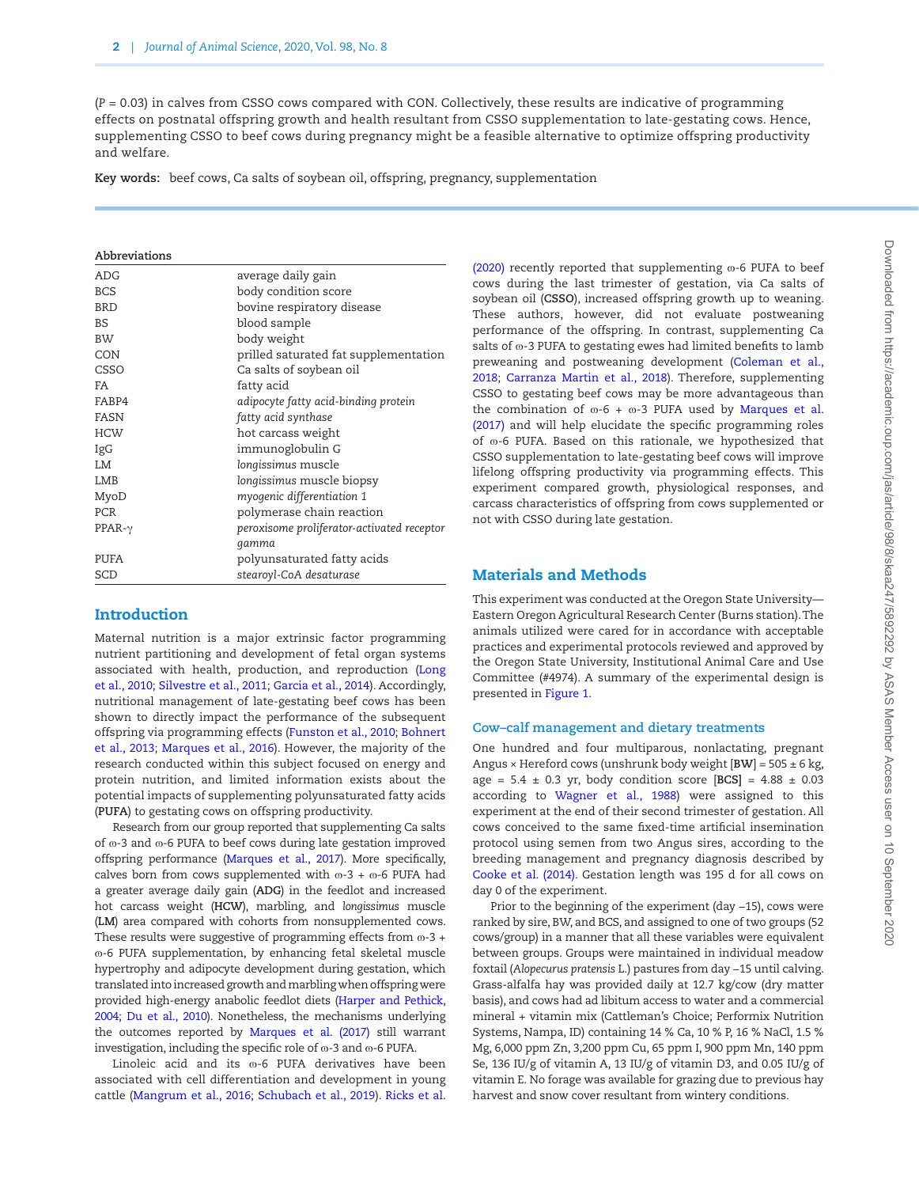(*P* = 0.03) in calves from CSSO cows compared with CON. Collectively, these results are indicative of programming effects on postnatal offspring growth and health resultant from CSSO supplementation to late-gestating cows. Hence, supplementing CSSO to beef cows during pregnancy might be a feasible alternative to optimize offspring productivity and welfare.

**Key words:** beef cows, Ca salts of soybean oil, offspring, pregnancy, supplementation

**Abbreviations**

| | |
|---|---|
| ADG | average daily gain |
| BCS | body condition score |
| BRD | bovine respiratory disease |
| BS | blood sample |
| BW | body weight |
| CON | prilled saturated fat supplementation |
| CSSO | Ca salts of soybean oil |
| FA | fatty acid |
| FABP4 | *adipocyte fatty acid-binding protein* |
| FASN | *fatty acid synthase* |
| HCW | hot carcass weight |
| IgG | immunoglobulin G |
| LM | *longissimus* muscle |
| LMB | *longissimus* muscle biopsy |
| MyoD | *myogenic differentiation 1* |
| PCR | polymerase chain reaction |
| PPAR-γ | *peroxisome proliferator-activated receptor gamma* |
| PUFA | polyunsaturated fatty acids |
| SCD | *stearoyl-CoA desaturase* |

## Introduction

Maternal nutrition is a major extrinsic factor programming nutrient partitioning and development of fetal organ systems associated with health, production, and reproduction (Long et al., 2010; Silvestre et al., 2011; Garcia et al., 2014). Accordingly, nutritional management of late-gestating beef cows has been shown to directly impact the performance of the subsequent offspring via programming effects (Funston et al., 2010; Bohnert et al., 2013; Marques et al., 2016). However, the majority of the research conducted within this subject focused on energy and protein nutrition, and limited information exists about the potential impacts of supplementing polyunsaturated fatty acids (**PUFA**) to gestating cows on offspring productivity.

Research from our group reported that supplementing Ca salts of ω-3 and ω-6 PUFA to beef cows during late gestation improved offspring performance (Marques et al., 2017). More specifically, calves born from cows supplemented with ω-3 + ω-6 PUFA had a greater average daily gain (**ADG**) in the feedlot and increased hot carcass weight (**HCW**), marbling, and *longissimus* muscle (**LM**) area compared with cohorts from nonsupplemented cows. These results were suggestive of programming effects from ω-3 + ω-6 PUFA supplementation, by enhancing fetal skeletal muscle hypertrophy and adipocyte development during gestation, which translated into increased growth and marbling when offspring were provided high-energy anabolic feedlot diets (Harper and Pethick, 2004; Du et al., 2010). Nonetheless, the mechanisms underlying the outcomes reported by Marques et al. (2017) still warrant investigation, including the specific role of ω-3 and ω-6 PUFA.

Linoleic acid and its ω-6 PUFA derivatives have been associated with cell differentiation and development in young cattle (Mangrum et al., 2016; Schubach et al., 2019). Ricks et al. (2020) recently reported that supplementing ω-6 PUFA to beef cows during the last trimester of gestation, via Ca salts of soybean oil (**CSSO**), increased offspring growth up to weaning. These authors, however, did not evaluate postweaning performance of the offspring. In contrast, supplementing Ca salts of ω-3 PUFA to gestating ewes had limited benefits to lamb preweaning and postweaning development (Coleman et al., 2018; Carranza Martin et al., 2018). Therefore, supplementing CSSO to gestating beef cows may be more advantageous than the combination of ω-6 + ω-3 PUFA used by Marques et al. (2017) and will help elucidate the specific programming roles of ω-6 PUFA. Based on this rationale, we hypothesized that CSSO supplementation to late-gestating beef cows will improve lifelong offspring productivity via programming effects. This experiment compared growth, physiological responses, and carcass characteristics of offspring from cows supplemented or not with CSSO during late gestation.

## Materials and Methods

This experiment was conducted at the Oregon State University—Eastern Oregon Agricultural Research Center (Burns station). The animals utilized were cared for in accordance with acceptable practices and experimental protocols reviewed and approved by the Oregon State University, Institutional Animal Care and Use Committee (#4974). A summary of the experimental design is presented in Figure 1.

### Cow–calf management and dietary treatments

One hundred and four multiparous, nonlactating, pregnant Angus × Hereford cows (unshrunk body weight [**BW**] = 505 ± 6 kg, age = 5.4 ± 0.3 yr, body condition score [**BCS**] = 4.88 ± 0.03 according to Wagner et al., 1988) were assigned to this experiment at the end of their second trimester of gestation. All cows conceived to the same fixed-time artificial insemination protocol using semen from two Angus sires, according to the breeding management and pregnancy diagnosis described by Cooke et al. (2014). Gestation length was 195 d for all cows on day 0 of the experiment.

Prior to the beginning of the experiment (day −15), cows were ranked by sire, BW, and BCS, and assigned to one of two groups (52 cows/group) in a manner that all these variables were equivalent between groups. Groups were maintained in individual meadow foxtail (*Alopecurus pratensis* L.) pastures from day −15 until calving. Grass-alfalfa hay was provided daily at 12.7 kg/cow (dry matter basis), and cows had ad libitum access to water and a commercial mineral + vitamin mix (Cattleman's Choice; Performix Nutrition Systems, Nampa, ID) containing 14 % Ca, 10 % P, 16 % NaCl, 1.5 % Mg, 6,000 ppm Zn, 3,200 ppm Cu, 65 ppm I, 900 ppm Mn, 140 ppm Se, 136 IU/g of vitamin A, 13 IU/g of vitamin D3, and 0.05 IU/g of vitamin E. No forage was available for grazing due to previous hay harvest and snow cover resultant from wintery conditions.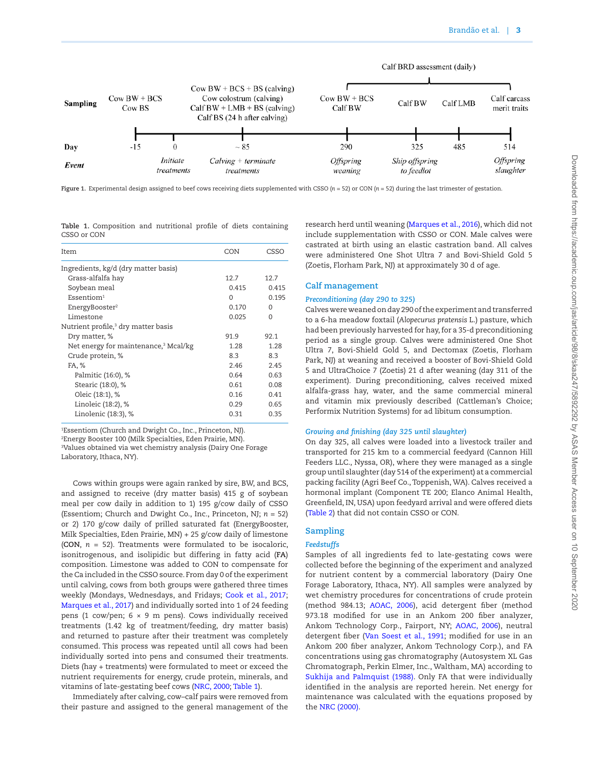Figure 1. Experimental design assigned to beef cows receiving diets supplemented with CSSO ($n$ = 52) or CON ($n$ = 52) during the last trimester of gestation.

Table 1. Composition and nutritional profile of diets containing CSSO or CON

| Item | CON | CSSO |
|---|---|---|
| Ingredients, kg/d (dry matter basis) | | |
| Grass-alfalfa hay | 12.7 | 12.7 |
| Soybean meal | 0.415 | 0.415 |
| Essentiom[1] | 0 | 0.195 |
| EnergyBooster[2] | 0.170 | 0 |
| Limestone | 0.025 | 0 |
| Nutrient profile,[3] dry matter basis | | |
| Dry matter, % | 91.9 | 92.1 |
| Net energy for maintenance,[3] Mcal/kg | 1.28 | 1.28 |
| Crude protein, % | 8.3 | 8.3 |
| FA, % | 2.46 | 2.45 |
| Palmitic (16:0), % | 0.64 | 0.63 |
| Stearic (18:0), % | 0.61 | 0.08 |
| Oleic (18:1), % | 0.16 | 0.41 |
| Linoleic (18:2), % | 0.29 | 0.65 |
| Linolenic (18:3), % | 0.31 | 0.35 |

[1]Essentiom (Church and Dwight Co., Inc., Princeton, NJ).
[2]Energy Booster 100 (Milk Specialties, Eden Prairie, MN).
[3]Values obtained via wet chemistry analysis (Dairy One Forage Laboratory, Ithaca, NY).

Cows within groups were again ranked by sire, BW, and BCS, and assigned to receive (dry matter basis) 415 g of soybean meal per cow daily in addition to 1) 195 g/cow daily of CSSO (Essentiom; Church and Dwight Co., Inc., Princeton, NJ; $n$ = 52) or 2) 170 g/cow daily of prilled saturated fat (EnergyBooster, Milk Specialties, Eden Prairie, MN) + 25 g/cow daily of limestone (**CON**, $n$ = 52). Treatments were formulated to be isocaloric, isonitrogenous, and isolipidic but differing in fatty acid (**FA**) composition. Limestone was added to CON to compensate for the Ca included in the CSSO source. From day 0 of the experiment until calving, cows from both groups were gathered three times weekly (Mondays, Wednesdays, and Fridays; Cook et al., 2017; Marques et al., 2017) and individually sorted into 1 of 24 feeding pens (1 cow/pen; 6 × 9 m pens). Cows individually received treatments (1.42 kg of treatment/feeding, dry matter basis) and returned to pasture after their treatment was completely consumed. This process was repeated until all cows had been individually sorted into pens and consumed their treatments. Diets (hay + treatments) were formulated to meet or exceed the nutrient requirements for energy, crude protein, minerals, and vitamins of late-gestating beef cows (NRC, 2000; Table 1).

Immediately after calving, cow–calf pairs were removed from their pasture and assigned to the general management of the research herd until weaning (Marques et al., 2016), which did not include supplementation with CSSO or CON. Male calves were castrated at birth using an elastic castration band. All calves were administered One Shot Ultra 7 and Bovi-Shield Gold 5 (Zoetis, Florham Park, NJ) at approximately 30 d of age.

## Calf management

### *Preconditioning (day 290 to 325)*

Calves were weaned on day 290 of the experiment and transferred to a 6-ha meadow foxtail (*Alopecurus pratensis* L.) pasture, which had been previously harvested for hay, for a 35-d preconditioning period as a single group. Calves were administered One Shot Ultra 7, Bovi-Shield Gold 5, and Dectomax (Zoetis, Florham Park, NJ) at weaning and received a booster of Bovi-Shield Gold 5 and UltraChoice 7 (Zoetis) 21 d after weaning (day 311 of the experiment). During preconditioning, calves received mixed alfalfa-grass hay, water, and the same commercial mineral and vitamin mix previously described (Cattleman's Choice; Performix Nutrition Systems) for ad libitum consumption.

### *Growing and finishing (day 325 until slaughter)*

On day 325, all calves were loaded into a livestock trailer and transported for 215 km to a commercial feedyard (Cannon Hill Feeders LLC., Nyssa, OR), where they were managed as a single group until slaughter (day 514 of the experiment) at a commercial packing facility (Agri Beef Co., Toppenish, WA). Calves received a hormonal implant (Component TE 200; Elanco Animal Health, Greenfield, IN, USA) upon feedyard arrival and were offered diets (Table 2) that did not contain CSSO or CON.

## Sampling

### *Feedstuffs*

Samples of all ingredients fed to late-gestating cows were collected before the beginning of the experiment and analyzed for nutrient content by a commercial laboratory (Dairy One Forage Laboratory, Ithaca, NY). All samples were analyzed by wet chemistry procedures for concentrations of crude protein (method 984.13; AOAC, 2006), acid detergent fiber (method 973.18 modified for use in an Ankom 200 fiber analyzer, Ankom Technology Corp., Fairport, NY; AOAC, 2006), neutral detergent fiber (Van Soest et al., 1991; modified for use in an Ankom 200 fiber analyzer, Ankom Technology Corp.), and FA concentrations using gas chromatography (Autosystem XL Gas Chromatograph, Perkin Elmer, Inc., Waltham, MA) according to Sukhija and Palmquist (1988). Only FA that were individually identified in the analysis are reported herein. Net energy for maintenance was calculated with the equations proposed by the NRC (2000).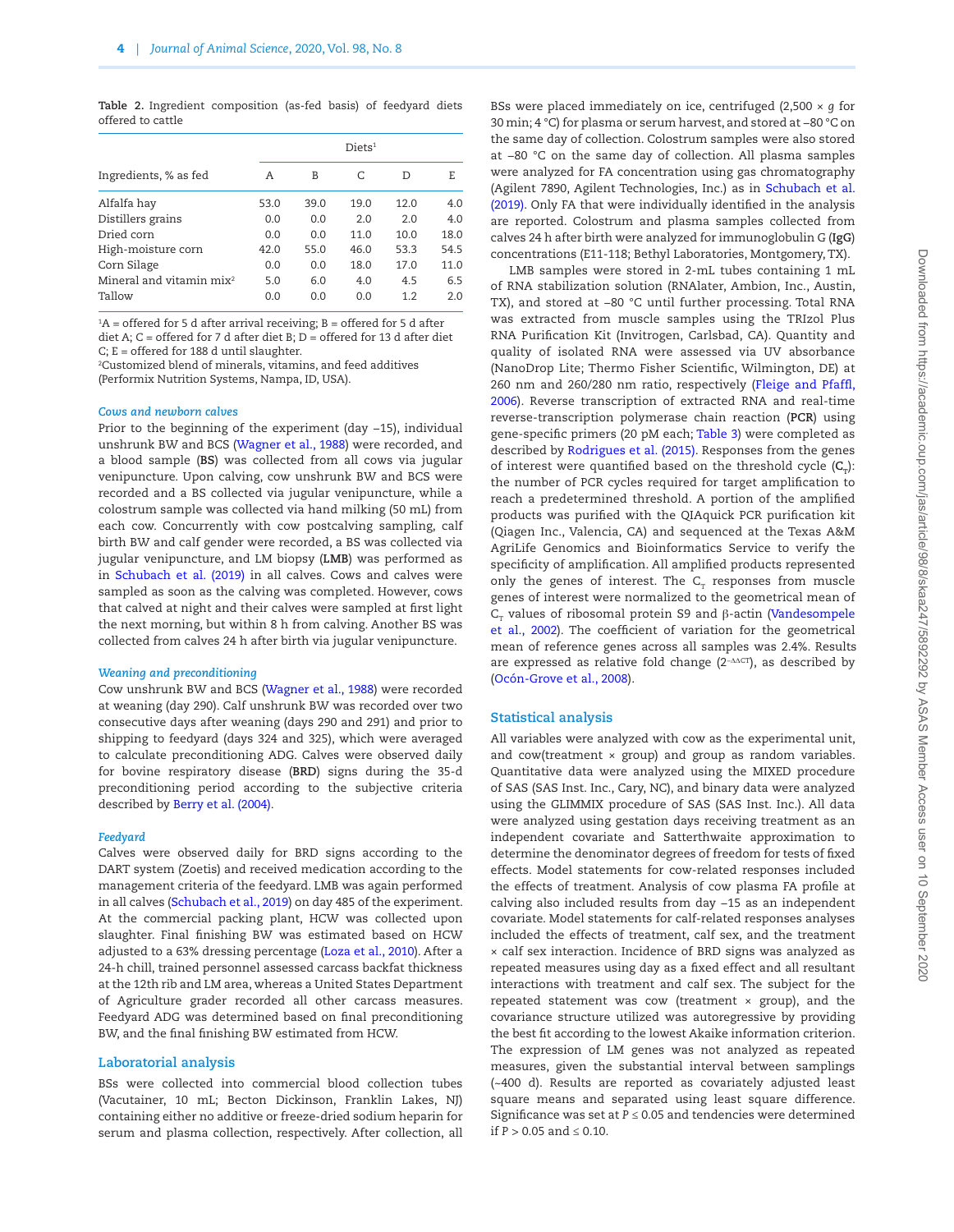**Table 2.** Ingredient composition (as-fed basis) of feedyard diets offered to cattle

| Ingredients, % as fed | Diets[1] | | | | |
|---|---|---|---|---|---|
| | A | B | C | D | E |
| Alfalfa hay | 53.0 | 39.0 | 19.0 | 12.0 | 4.0 |
| Distillers grains | 0.0 | 0.0 | 2.0 | 2.0 | 4.0 |
| Dried corn | 0.0 | 0.0 | 11.0 | 10.0 | 18.0 |
| High-moisture corn | 42.0 | 55.0 | 46.0 | 53.3 | 54.5 |
| Corn Silage | 0.0 | 0.0 | 18.0 | 17.0 | 11.0 |
| Mineral and vitamin mix[2] | 5.0 | 6.0 | 4.0 | 4.5 | 6.5 |
| Tallow | 0.0 | 0.0 | 0.0 | 1.2 | 2.0 |

[1]A = offered for 5 d after arrival receiving; B = offered for 5 d after diet A; C = offered for 7 d after diet B; D = offered for 13 d after diet C; E = offered for 188 d until slaughter.
[2]Customized blend of minerals, vitamins, and feed additives (Performix Nutrition Systems, Nampa, ID, USA).

### *Cows and newborn calves*

Prior to the beginning of the experiment (day −15), individual unshrunk BW and BCS (Wagner et al., 1988) were recorded, and a blood sample (**BS**) was collected from all cows via jugular venipuncture. Upon calving, cow unshrunk BW and BCS were recorded and a BS collected via jugular venipuncture, while a colostrum sample was collected via hand milking (50 mL) from each cow. Concurrently with cow postcalving sampling, calf birth BW and calf gender were recorded, a BS was collected via jugular venipuncture, and LM biopsy (**LMB**) was performed as in Schubach et al. (2019) in all calves. Cows and calves were sampled as soon as the calving was completed. However, cows that calved at night and their calves were sampled at first light the next morning, but within 8 h from calving. Another BS was collected from calves 24 h after birth via jugular venipuncture.

### *Weaning and preconditioning*

Cow unshrunk BW and BCS (Wagner et al., 1988) were recorded at weaning (day 290). Calf unshrunk BW was recorded over two consecutive days after weaning (days 290 and 291) and prior to shipping to feedyard (days 324 and 325), which were averaged to calculate preconditioning ADG. Calves were observed daily for bovine respiratory disease (**BRD**) signs during the 35-d preconditioning period according to the subjective criteria described by Berry et al. (2004).

### *Feedyard*

Calves were observed daily for BRD signs according to the DART system (Zoetis) and received medication according to the management criteria of the feedyard. LMB was again performed in all calves (Schubach et al., 2019) on day 485 of the experiment. At the commercial packing plant, HCW was collected upon slaughter. Final finishing BW was estimated based on HCW adjusted to a 63% dressing percentage (Loza et al., 2010). After a 24-h chill, trained personnel assessed carcass backfat thickness at the 12th rib and LM area, whereas a United States Department of Agriculture grader recorded all other carcass measures. Feedyard ADG was determined based on final preconditioning BW, and the final finishing BW estimated from HCW.

## Laboratorial analysis

BSs were collected into commercial blood collection tubes (Vacutainer, 10 mL; Becton Dickinson, Franklin Lakes, NJ) containing either no additive or freeze-dried sodium heparin for serum and plasma collection, respectively. After collection, all BSs were placed immediately on ice, centrifuged (2,500 × *g* for 30 min; 4 °C) for plasma or serum harvest, and stored at −80 °C on the same day of collection. Colostrum samples were also stored at −80 °C on the same day of collection. All plasma samples were analyzed for FA concentration using gas chromatography (Agilent 7890, Agilent Technologies, Inc.) as in Schubach et al. (2019). Only FA that were individually identified in the analysis are reported. Colostrum and plasma samples collected from calves 24 h after birth were analyzed for immunoglobulin G (**IgG**) concentrations (E11-118; Bethyl Laboratories, Montgomery, TX).

LMB samples were stored in 2-mL tubes containing 1 mL of RNA stabilization solution (RNAlater, Ambion, Inc., Austin, TX), and stored at −80 °C until further processing. Total RNA was extracted from muscle samples using the TRIzol Plus RNA Purification Kit (Invitrogen, Carlsbad, CA). Quantity and quality of isolated RNA were assessed via UV absorbance (NanoDrop Lite; Thermo Fisher Scientific, Wilmington, DE) at 260 nm and 260/280 nm ratio, respectively (Fleige and Pfaffl, 2006). Reverse transcription of extracted RNA and real-time reverse-transcription polymerase chain reaction (**PCR**) using gene-specific primers (20 pM each; Table 3) were completed as described by Rodrigues et al. (2015). Responses from the genes of interest were quantified based on the threshold cycle (**$C_T$**): the number of PCR cycles required for target amplification to reach a predetermined threshold. A portion of the amplified products was purified with the QIAquick PCR purification kit (Qiagen Inc., Valencia, CA) and sequenced at the Texas A&M AgriLife Genomics and Bioinformatics Service to verify the specificity of amplification. All amplified products represented only the genes of interest. The $C_T$ responses from muscle genes of interest were normalized to the geometrical mean of $C_T$ values of ribosomal protein S9 and β-actin (Vandesompele et al., 2002). The coefficient of variation for the geometrical mean of reference genes across all samples was 2.4%. Results are expressed as relative fold change ($2^{-\Delta\Delta CT}$), as described by (Ocón-Grove et al., 2008).

## Statistical analysis

All variables were analyzed with cow as the experimental unit, and cow(treatment × group) and group as random variables. Quantitative data were analyzed using the MIXED procedure of SAS (SAS Inst. Inc., Cary, NC), and binary data were analyzed using the GLIMMIX procedure of SAS (SAS Inst. Inc.). All data were analyzed using gestation days receiving treatment as an independent covariate and Satterthwaite approximation to determine the denominator degrees of freedom for tests of fixed effects. Model statements for cow-related responses included the effects of treatment. Analysis of cow plasma FA profile at calving also included results from day −15 as an independent covariate. Model statements for calf-related responses analyses included the effects of treatment, calf sex, and the treatment × calf sex interaction. Incidence of BRD signs was analyzed as repeated measures using day as a fixed effect and all resultant interactions with treatment and calf sex. The subject for the repeated statement was cow (treatment × group), and the covariance structure utilized was autoregressive by providing the best fit according to the lowest Akaike information criterion. The expression of LM genes was not analyzed as repeated measures, given the substantial interval between samplings (~400 d). Results are reported as covariately adjusted least square means and separated using least square difference. Significance was set at $P \leq 0.05$ and tendencies were determined if $P > 0.05$ and $\leq 0.10$.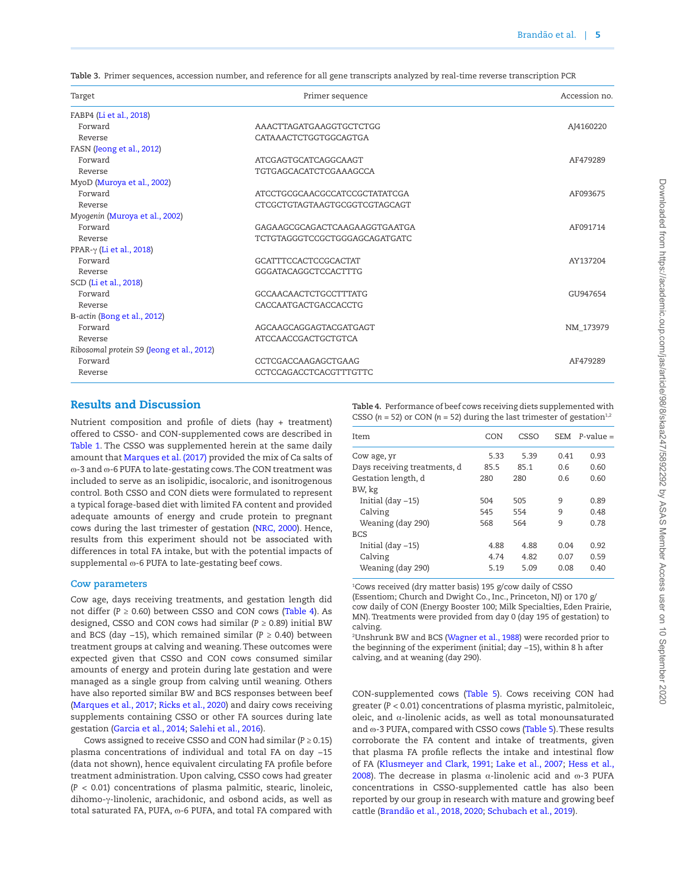**Table 3.** Primer sequences, accession number, and reference for all gene transcripts analyzed by real-time reverse transcription PCR

| Target | Primer sequence | Accession no. |
|---|---|---|
| FABP4 (Li et al., 2018) | | |
| Forward | AAACTTAGATGAAGGTGCTCTGG | AJ4160220 |
| Reverse | CATAAACTCTGGTGGCAGTGA | |
| FASN (Jeong et al., 2012) | | |
| Forward | ATCGAGTGCATCAGGCAAGT | AF479289 |
| Reverse | TGTGAGCACATCTCGAAAGCCA | |
| MyoD (Muroya et al., 2002) | | |
| Forward | ATCCTGCGCAACGCCATCCGCTATATCGA | AF093675 |
| Reverse | CTCGCTGTAGTAAGTGCGGTCGTAGCAGT | |
| *Myogenin* (Muroya et al., 2002) | | |
| Forward | GAGAAGCGCAGACTCAAGAAGGTGAATGA | AF091714 |
| Reverse | TCTGTAGGGTCCGCTGGGAGCAGATGATC | |
| PPAR-γ (Li et al., 2018) | | |
| Forward | GCATTTCCACTCCGCACTAT | AY137204 |
| Reverse | GGGATACAGGCTCCACTTTG | |
| SCD (Li et al., 2018) | | |
| Forward | GCCAACAACTCTGCCTTTATG | GU947654 |
| Reverse | CACCAATGACTGACCACCTG | |
| Β-*actin* (Bong et al., 2012) | | |
| Forward | AGCAAGCAGGAGTACGATGAGT | NM_173979 |
| Reverse | ATCCAACCGACTGCTGTCA | |
| *Ribosomal protein S9* (Jeong et al., 2012) | | |
| Forward | CCTCGACCAAGAGCTGAAG | AF479289 |
| Reverse | CCTCCAGACCTCACGTTTGTTC | |

## Results and Discussion

Nutrient composition and profile of diets (hay + treatment) offered to CSSO- and CON-supplemented cows are described in Table 1. The CSSO was supplemented herein at the same daily amount that Marques et al. (2017) provided the mix of Ca salts of ω-3 and ω-6 PUFA to late-gestating cows. The CON treatment was included to serve as an isolipidic, isocaloric, and isonitrogenous control. Both CSSO and CON diets were formulated to represent a typical forage-based diet with limited FA content and provided adequate amounts of energy and crude protein to pregnant cows during the last trimester of gestation (NRC, 2000). Hence, results from this experiment should not be associated with differences in total FA intake, but with the potential impacts of supplemental ω-6 PUFA to late-gestating beef cows.

### Cow parameters

Cow age, days receiving treatments, and gestation length did not differ ($P \geq 0.60$) between CSSO and CON cows (Table 4). As designed, CSSO and CON cows had similar ($P \geq 0.89$) initial BW and BCS (day −15), which remained similar ($P \geq 0.40$) between treatment groups at calving and weaning. These outcomes were expected given that CSSO and CON cows consumed similar amounts of energy and protein during late gestation and were managed as a single group from calving until weaning. Others have also reported similar BW and BCS responses between beef (Marques et al., 2017; Ricks et al., 2020) and dairy cows receiving supplements containing CSSO or other FA sources during late gestation (Garcia et al., 2014; Salehi et al., 2016).

Cows assigned to receive CSSO and CON had similar ($P \geq 0.15$) plasma concentrations of individual and total FA on day −15 (data not shown), hence equivalent circulating FA profile before treatment administration. Upon calving, CSSO cows had greater ($P < 0.01$) concentrations of plasma palmitic, stearic, linoleic, dihomo-γ-linolenic, arachidonic, and osbond acids, as well as total saturated FA, PUFA, ω-6 PUFA, and total FA compared with CON-supplemented cows (Table 5). Cows receiving CON had greater ($P < 0.01$) concentrations of plasma myristic, palmitoleic, oleic, and α-linolenic acids, as well as total monounsaturated and ω-3 PUFA, compared with CSSO cows (Table 5). These results corroborate the FA content and intake of treatments, given that plasma FA profile reflects the intake and intestinal flow of FA (Klusmeyer and Clark, 1991; Lake et al., 2007; Hess et al., 2008). The decrease in plasma α-linolenic acid and ω-3 PUFA concentrations in CSSO-supplemented cattle has also been reported by our group in research with mature and growing beef cattle (Brandão et al., 2018, 2020; Schubach et al., 2019).

**Table 4.** Performance of beef cows receiving diets supplemented with CSSO ($n = 52$) or CON ($n = 52$) during the last trimester of gestation[1,2]

| Item | CON | CSSO | SEM | P-value = |
|---|---|---|---|---|
| Cow age, yr | 5.33 | 5.39 | 0.41 | 0.93 |
| Days receiving treatments, d | 85.5 | 85.1 | 0.6 | 0.60 |
| Gestation length, d | 280 | 280 | 0.6 | 0.60 |
| BW, kg | | | | |
| Initial (day −15) | 504 | 505 | 9 | 0.89 |
| Calving | 545 | 554 | 9 | 0.48 |
| Weaning (day 290) | 568 | 564 | 9 | 0.78 |
| BCS | | | | |
| Initial (day −15) | 4.88 | 4.88 | 0.04 | 0.92 |
| Calving | 4.74 | 4.82 | 0.07 | 0.59 |
| Weaning (day 290) | 5.19 | 5.09 | 0.08 | 0.40 |

[1]Cows received (dry matter basis) 195 g/cow daily of CSSO (Essentiom; Church and Dwight Co., Inc., Princeton, NJ) or 170 g/cow daily of CON (Energy Booster 100; Milk Specialties, Eden Prairie, MN). Treatments were provided from day 0 (day 195 of gestation) to calving.

[2]Unshrunk BW and BCS (Wagner et al., 1988) were recorded prior to the beginning of the experiment (initial; day −15), within 8 h after calving, and at weaning (day 290).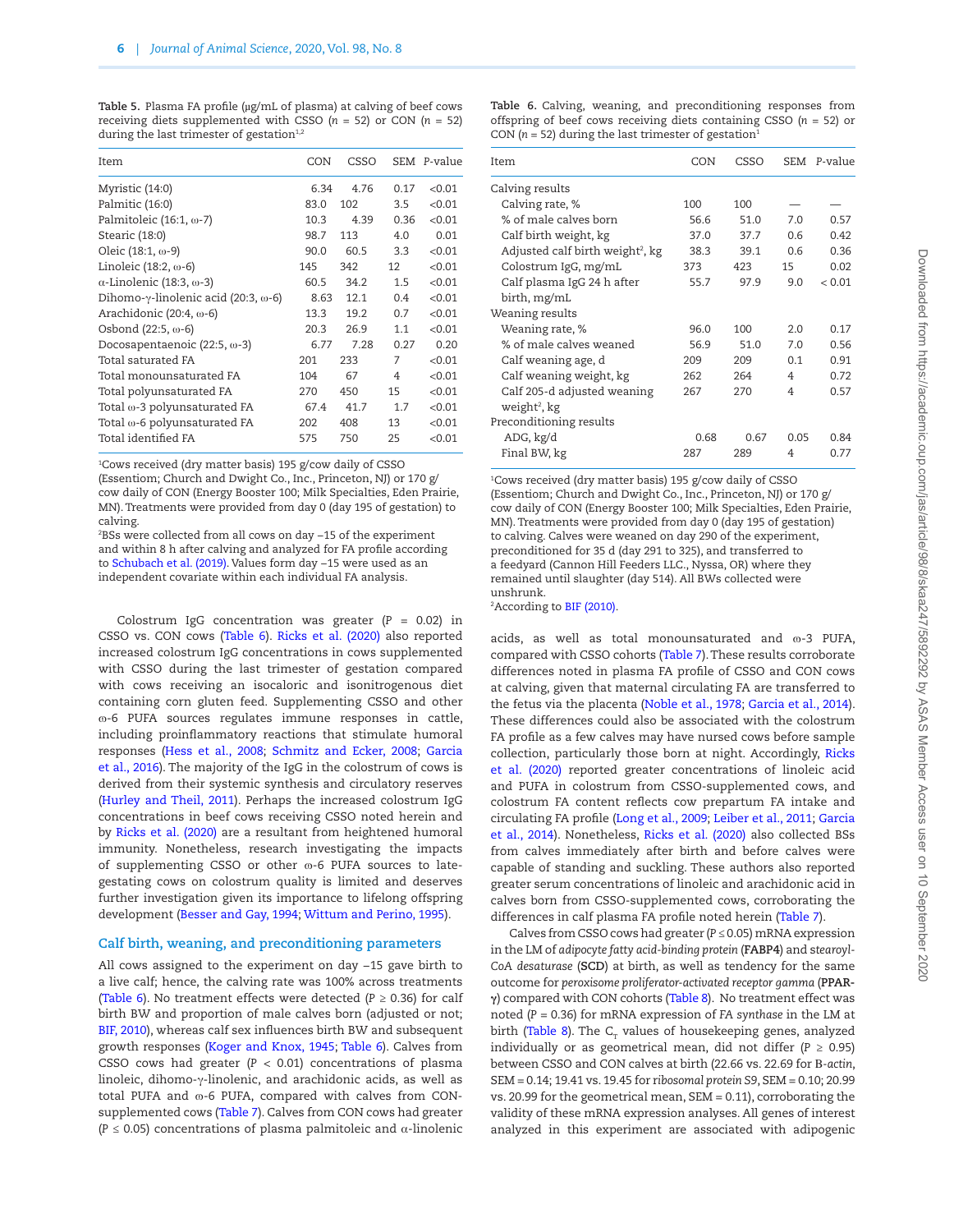**Table 5.** Plasma FA profile (µg/mL of plasma) at calving of beef cows receiving diets supplemented with CSSO (n = 52) or CON (n = 52) during the last trimester of gestation[1,2]

| Item | CON | CSSO | SEM | P-value |
|---|---|---|---|---|
| Myristic (14:0) | 6.34 | 4.76 | 0.17 | <0.01 |
| Palmitic (16:0) | 83.0 | 102 | 3.5 | <0.01 |
| Palmitoleic (16:1, ω-7) | 10.3 | 4.39 | 0.36 | <0.01 |
| Stearic (18:0) | 98.7 | 113 | 4.0 | 0.01 |
| Oleic (18:1, ω-9) | 90.0 | 60.5 | 3.3 | <0.01 |
| Linoleic (18:2, ω-6) | 145 | 342 | 12 | <0.01 |
| α-Linolenic (18:3, ω-3) | 60.5 | 34.2 | 1.5 | <0.01 |
| Dihomo-γ-linolenic acid (20:3, ω-6) | 8.63 | 12.1 | 0.4 | <0.01 |
| Arachidonic (20:4, ω-6) | 13.3 | 19.2 | 0.7 | <0.01 |
| Osbond (22:5, ω-6) | 20.3 | 26.9 | 1.1 | <0.01 |
| Docosapentaenoic (22:5, ω-3) | 6.77 | 7.28 | 0.27 | 0.20 |
| Total saturated FA | 201 | 233 | 7 | <0.01 |
| Total monounsaturated FA | 104 | 67 | 4 | <0.01 |
| Total polyunsaturated FA | 270 | 450 | 15 | <0.01 |
| Total ω-3 polyunsaturated FA | 67.4 | 41.7 | 1.7 | <0.01 |
| Total ω-6 polyunsaturated FA | 202 | 408 | 13 | <0.01 |
| Total identified FA | 575 | 750 | 25 | <0.01 |

[1]Cows received (dry matter basis) 195 g/cow daily of CSSO (Essentiom; Church and Dwight Co., Inc., Princeton, NJ) or 170 g/cow daily of CON (Energy Booster 100; Milk Specialties, Eden Prairie, MN). Treatments were provided from day 0 (day 195 of gestation) to calving.

[2]BSs were collected from all cows on day −15 of the experiment and within 8 h after calving and analyzed for FA profile according to Schubach et al. (2019). Values form day −15 were used as an independent covariate within each individual FA analysis.

Colostrum IgG concentration was greater (P = 0.02) in CSSO vs. CON cows (Table 6). Ricks et al. (2020) also reported increased colostrum IgG concentrations in cows supplemented with CSSO during the last trimester of gestation compared with cows receiving an isocaloric and isonitrogenous diet containing corn gluten feed. Supplementing CSSO and other ω-6 PUFA sources regulates immune responses in cattle, including proinflammatory reactions that stimulate humoral responses (Hess et al., 2008; Schmitz and Ecker, 2008; Garcia et al., 2016). The majority of the IgG in the colostrum of cows is derived from their systemic synthesis and circulatory reserves (Hurley and Theil, 2011). Perhaps the increased colostrum IgG concentrations in beef cows receiving CSSO noted herein and by Ricks et al. (2020) are a resultant from heightened humoral immunity. Nonetheless, research investigating the impacts of supplementing CSSO or other ω-6 PUFA sources to late-gestating cows on colostrum quality is limited and deserves further investigation given its importance to lifelong offspring development (Besser and Gay, 1994; Wittum and Perino, 1995).

## Calf birth, weaning, and preconditioning parameters

All cows assigned to the experiment on day −15 gave birth to a live calf; hence, the calving rate was 100% across treatments (Table 6). No treatment effects were detected (P ≥ 0.36) for calf birth BW and proportion of male calves born (adjusted or not; BIF, 2010), whereas calf sex influences birth BW and subsequent growth responses (Koger and Knox, 1945; Table 6). Calves from CSSO cows had greater (P < 0.01) concentrations of plasma linoleic, dihomo-γ-linolenic, and arachidonic acids, as well as total PUFA and ω-6 PUFA, compared with calves from CON-supplemented cows (Table 7). Calves from CON cows had greater (P ≤ 0.05) concentrations of plasma palmitoleic and α-linolenic acids, as well as total monounsaturated and ω-3 PUFA, compared with CSSO cohorts (Table 7). These results corroborate differences noted in plasma FA profile of CSSO and CON cows at calving, given that maternal circulating FA are transferred to the fetus via the placenta (Noble et al., 1978; Garcia et al., 2014). These differences could also be associated with the colostrum FA profile as a few calves may have nursed cows before sample collection, particularly those born at night. Accordingly, Ricks et al. (2020) reported greater concentrations of linoleic acid and PUFA in colostrum from CSSO-supplemented cows, and colostrum FA content reflects cow prepartum FA intake and circulating FA profile (Long et al., 2009; Leiber et al., 2011; Garcia et al., 2014). Nonetheless, Ricks et al. (2020) also collected BSs from calves immediately after birth and before calves were capable of standing and suckling. These authors also reported greater serum concentrations of linoleic and arachidonic acid in calves born from CSSO-supplemented cows, corroborating the differences in calf plasma FA profile noted herein (Table 7).

**Table 6.** Calving, weaning, and preconditioning responses from offspring of beef cows receiving diets containing CSSO (n = 52) or CON (n = 52) during the last trimester of gestation[1]

| Item | CON | CSSO | SEM | P-value |
|---|---|---|---|---|
| Calving results | | | | |
| Calving rate, % | 100 | 100 | — | — |
| % of male calves born | 56.6 | 51.0 | 7.0 | 0.57 |
| Calf birth weight, kg | 37.0 | 37.7 | 0.6 | 0.42 |
| Adjusted calf birth weight[2], kg | 38.3 | 39.1 | 0.6 | 0.36 |
| Colostrum IgG, mg/mL | 373 | 423 | 15 | 0.02 |
| Calf plasma IgG 24 h after birth, mg/mL | 55.7 | 97.9 | 9.0 | < 0.01 |
| Weaning results | | | | |
| Weaning rate, % | 96.0 | 100 | 2.0 | 0.17 |
| % of male calves weaned | 56.9 | 51.0 | 7.0 | 0.56 |
| Calf weaning age, d | 209 | 209 | 0.1 | 0.91 |
| Calf weaning weight, kg | 262 | 264 | 4 | 0.72 |
| Calf 205-d adjusted weaning weight[2], kg | 267 | 270 | 4 | 0.57 |
| Preconditioning results | | | | |
| ADG, kg/d | 0.68 | 0.67 | 0.05 | 0.84 |
| Final BW, kg | 287 | 289 | 4 | 0.77 |

[1]Cows received (dry matter basis) 195 g/cow daily of CSSO (Essentiom; Church and Dwight Co., Inc., Princeton, NJ) or 170 g/cow daily of CON (Energy Booster 100; Milk Specialties, Eden Prairie, MN). Treatments were provided from day 0 (day 195 of gestation) to calving. Calves were weaned on day 290 of the experiment, preconditioned for 35 d (day 291 to 325), and transferred to a feedyard (Cannon Hill Feeders LLC., Nyssa, OR) where they remained until slaughter (day 514). All BWs collected were unshrunk.

[2]According to BIF (2010).

Calves from CSSO cows had greater (P ≤ 0.05) mRNA expression in the LM of *adipocyte fatty acid-binding protein* (**FABP4**) and *stearoyl-CoA desaturase* (**SCD**) at birth, as well as tendency for the same outcome for *peroxisome proliferator-activated receptor gamma* (**PPAR-γ**) compared with CON cohorts (Table 8). No treatment effect was noted (P = 0.36) for mRNA expression of *FA synthase* in the LM at birth (Table 8). The $C_T$ values of housekeeping genes, analyzed individually or as geometrical mean, did not differ (P ≥ 0.95) between CSSO and CON calves at birth (22.66 vs. 22.69 for *B-actin*, SEM = 0.14; 19.41 vs. 19.45 for *ribosomal protein S9*, SEM = 0.10; 20.99 vs. 20.99 for the geometrical mean, SEM = 0.11), corroborating the validity of these mRNA expression analyses. All genes of interest analyzed in this experiment are associated with adipogenic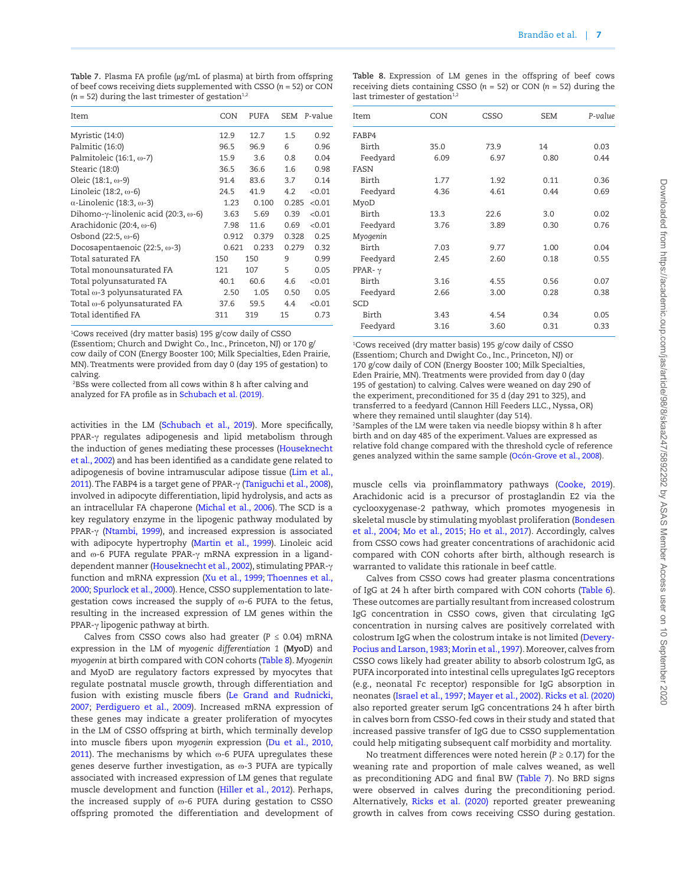**Table 7.** Plasma FA profile (μg/mL of plasma) at birth from offspring of beef cows receiving diets supplemented with CSSO ($n$ = 52) or CON ($n$ = 52) during the last trimester of gestation[1,2]

| Item | CON | PUFA | SEM | P-value |
|---|---|---|---|---|
| Myristic (14:0) | 12.9 | 12.7 | 1.5 | 0.92 |
| Palmitic (16:0) | 96.5 | 96.9 | 6 | 0.96 |
| Palmitoleic (16:1, ω-7) | 15.9 | 3.6 | 0.8 | 0.04 |
| Stearic (18:0) | 36.5 | 36.6 | 1.6 | 0.98 |
| Oleic (18:1, ω-9) | 91.4 | 83.6 | 3.7 | 0.14 |
| Linoleic (18:2, ω-6) | 24.5 | 41.9 | 4.2 | <0.01 |
| α-Linolenic (18:3, ω-3) | 1.23 | 0.100 | 0.285 | <0.01 |
| Dihomo-γ-linolenic acid (20:3, ω-6) | 3.63 | 5.69 | 0.39 | <0.01 |
| Arachidonic (20:4, ω-6) | 7.98 | 11.6 | 0.69 | <0.01 |
| Osbond (22:5, ω-6) | 0.912 | 0.379 | 0.328 | 0.25 |
| Docosapentaenoic (22:5, ω-3) | 0.621 | 0.233 | 0.279 | 0.32 |
| Total saturated FA | 150 | 150 | 9 | 0.99 |
| Total monounsaturated FA | 121 | 107 | 5 | 0.05 |
| Total polyunsaturated FA | 40.1 | 60.6 | 4.6 | <0.01 |
| Total ω-3 polyunsaturated FA | 2.50 | 1.05 | 0.50 | 0.05 |
| Total ω-6 polyunsaturated FA | 37.6 | 59.5 | 4.4 | <0.01 |
| Total identified FA | 311 | 319 | 15 | 0.73 |

[1]Cows received (dry matter basis) 195 g/cow daily of CSSO (Essentiom; Church and Dwight Co., Inc., Princeton, NJ) or 170 g/cow daily of CON (Energy Booster 100; Milk Specialties, Eden Prairie, MN). Treatments were provided from day 0 (day 195 of gestation) to calving.

[2]BSs were collected from all cows within 8 h after calving and analyzed for FA profile as in Schubach et al. (2019).

**Table 8.** Expression of LM genes in the offspring of beef cows receiving diets containing CSSO ($n$ = 52) or CON ($n$ = 52) during the last trimester of gestation[1,2]

| Item | CON | CSSO | SEM | *P-value* |
|---|---|---|---|---|
| FABP4 | | | | |
| Birth | 35.0 | 73.9 | 14 | 0.03 |
| Feedyard | 6.09 | 6.97 | 0.80 | 0.44 |
| FASN | | | | |
| Birth | 1.77 | 1.92 | 0.11 | 0.36 |
| Feedyard | 4.36 | 4.61 | 0.44 | 0.69 |
| MyoD | | | | |
| Birth | 13.3 | 22.6 | 3.0 | 0.02 |
| Feedyard | 3.76 | 3.89 | 0.30 | 0.76 |
| *Myogenin* | | | | |
| Birth | 7.03 | 9.77 | 1.00 | 0.04 |
| Feedyard | 2.45 | 2.60 | 0.18 | 0.55 |
| PPAR-γ | | | | |
| Birth | 3.16 | 4.55 | 0.56 | 0.07 |
| Feedyard | 2.66 | 3.00 | 0.28 | 0.38 |
| SCD | | | | |
| Birth | 3.43 | 4.54 | 0.34 | 0.05 |
| Feedyard | 3.16 | 3.60 | 0.31 | 0.33 |

[1]Cows received (dry matter basis) 195 g/cow daily of CSSO (Essentiom; Church and Dwight Co., Inc., Princeton, NJ) or 170 g/cow daily of CON (Energy Booster 100; Milk Specialties, Eden Prairie, MN). Treatments were provided from day 0 (day 195 of gestation) to calving. Calves were weaned on day 290 of the experiment, preconditioned for 35 d (day 291 to 325), and transferred to a feedyard (Cannon Hill Feeders LLC., Nyssa, OR) where they remained until slaughter (day 514).

[2]Samples of the LM were taken via needle biopsy within 8 h after birth and on day 485 of the experiment. Values are expressed as relative fold change compared with the threshold cycle of reference genes analyzed within the same sample (Ocón-Grove et al., 2008).

activities in the LM (Schubach et al., 2019). More specifically, PPAR-γ regulates adipogenesis and lipid metabolism through the induction of genes mediating these processes (Houseknecht et al., 2002) and has been identified as a candidate gene related to adipogenesis of bovine intramuscular adipose tissue (Lim et al., 2011). The FABP4 is a target gene of PPAR-γ (Taniguchi et al., 2008), involved in adipocyte differentiation, lipid hydrolysis, and acts as an intracellular FA chaperone (Michal et al., 2006). The SCD is a key regulatory enzyme in the lipogenic pathway modulated by PPAR-γ (Ntambi, 1999), and increased expression is associated with adipocyte hypertrophy (Martin et al., 1999). Linoleic acid and ω-6 PUFA regulate PPAR-γ mRNA expression in a ligand-dependent manner (Houseknecht et al., 2002), stimulating PPAR-γ function and mRNA expression (Xu et al., 1999; Thoennes et al., 2000; Spurlock et al., 2000). Hence, CSSO supplementation to late-gestation cows increased the supply of ω-6 PUFA to the fetus, resulting in the increased expression of LM genes within the PPAR-γ lipogenic pathway at birth.

Calves from CSSO cows also had greater ($P \leq 0.04$) mRNA expression in the LM of *myogenic differentiation 1* (**MyoD**) and *myogenin* at birth compared with CON cohorts (Table 8). *Myogenin* and MyoD are regulatory factors expressed by myocytes that regulate postnatal muscle growth, through differentiation and fusion with existing muscle fibers (Le Grand and Rudnicki, 2007; Perdiguero et al., 2009). Increased mRNA expression of these genes may indicate a greater proliferation of myocytes in the LM of CSSO offspring at birth, which terminally develop into muscle fibers upon *myogenin* expression (Du et al., 2010, 2011). The mechanisms by which ω-6 PUFA upregulates these genes deserve further investigation, as ω-3 PUFA are typically associated with increased expression of LM genes that regulate muscle development and function (Hiller et al., 2012). Perhaps, the increased supply of ω-6 PUFA during gestation to CSSO offspring promoted the differentiation and development of muscle cells via proinflammatory pathways (Cooke, 2019). Arachidonic acid is a precursor of prostaglandin E2 via the cyclooxygenase-2 pathway, which promotes myogenesis in skeletal muscle by stimulating myoblast proliferation (Bondesen et al., 2004; Mo et al., 2015; Ho et al., 2017). Accordingly, calves from CSSO cows had greater concentrations of arachidonic acid compared with CON cohorts after birth, although research is warranted to validate this rationale in beef cattle.

Calves from CSSO cows had greater plasma concentrations of IgG at 24 h after birth compared with CON cohorts (Table 6). These outcomes are partially resultant from increased colostrum IgG concentration in CSSO cows, given that circulating IgG concentration in nursing calves are positively correlated with colostrum IgG when the colostrum intake is not limited (Devery-Pocius and Larson, 1983; Morin et al., 1997). Moreover, calves from CSSO cows likely had greater ability to absorb colostrum IgG, as PUFA incorporated into intestinal cells upregulates IgG receptors (e.g., neonatal Fc receptor) responsible for IgG absorption in neonates (Israel et al., 1997; Mayer et al., 2002). Ricks et al. (2020) also reported greater serum IgG concentrations 24 h after birth in calves born from CSSO-fed cows in their study and stated that increased passive transfer of IgG due to CSSO supplementation could help mitigating subsequent calf morbidity and mortality.

No treatment differences were noted herein ($P \geq 0.17$) for the weaning rate and proportion of male calves weaned, as well as preconditioning ADG and final BW (Table 7). No BRD signs were observed in calves during the preconditioning period. Alternatively, Ricks et al. (2020) reported greater preweaning growth in calves from cows receiving CSSO during gestation.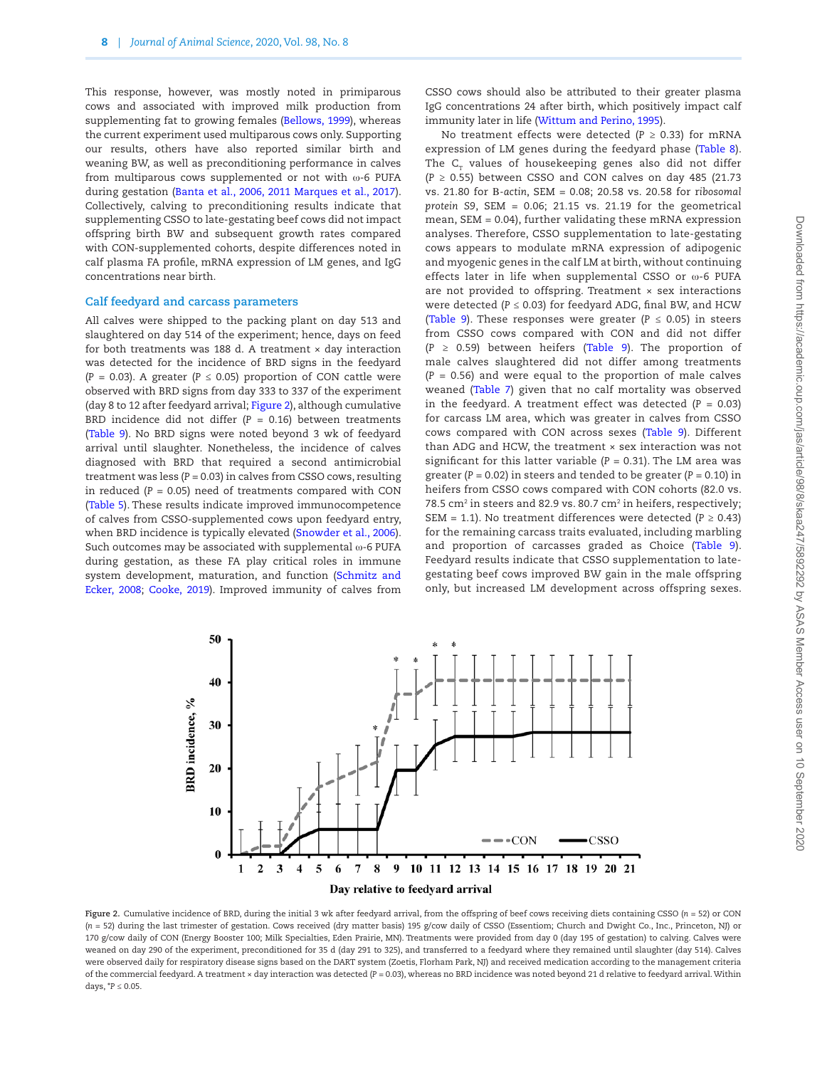This response, however, was mostly noted in primiparous cows and associated with improved milk production from supplementing fat to growing females (Bellows, 1999), whereas the current experiment used multiparous cows only. Supporting our results, others have also reported similar birth and weaning BW, as well as preconditioning performance in calves from multiparous cows supplemented or not with ω-6 PUFA during gestation (Banta et al., 2006, 2011 Marques et al., 2017). Collectively, calving to preconditioning results indicate that supplementing CSSO to late-gestating beef cows did not impact offspring birth BW and subsequent growth rates compared with CON-supplemented cohorts, despite differences noted in calf plasma FA profile, mRNA expression of LM genes, and IgG concentrations near birth.

## Calf feedyard and carcass parameters

All calves were shipped to the packing plant on day 513 and slaughtered on day 514 of the experiment; hence, days on feed for both treatments was 188 d. A treatment × day interaction was detected for the incidence of BRD signs in the feedyard ($P = 0.03$). A greater ($P \leq 0.05$) proportion of CON cattle were observed with BRD signs from day 333 to 337 of the experiment (day 8 to 12 after feedyard arrival; Figure 2), although cumulative BRD incidence did not differ ($P = 0.16$) between treatments (Table 9). No BRD signs were noted beyond 3 wk of feedyard arrival until slaughter. Nonetheless, the incidence of calves diagnosed with BRD that required a second antimicrobial treatment was less ($P = 0.03$) in calves from CSSO cows, resulting in reduced ($P = 0.05$) need of treatments compared with CON (Table 5). These results indicate improved immunocompetence of calves from CSSO-supplemented cows upon feedyard entry, when BRD incidence is typically elevated (Snowder et al., 2006). Such outcomes may be associated with supplemental ω-6 PUFA during gestation, as these FA play critical roles in immune system development, maturation, and function (Schmitz and Ecker, 2008; Cooke, 2019). Improved immunity of calves from CSSO cows should also be attributed to their greater plasma IgG concentrations 24 after birth, which positively impact calf immunity later in life (Wittum and Perino, 1995).

No treatment effects were detected ($P \geq 0.33$) for mRNA expression of LM genes during the feedyard phase (Table 8). The $C_T$ values of housekeeping genes also did not differ ($P \geq 0.55$) between CSSO and CON calves on day 485 (21.73 vs. 21.80 for *B-actin*, SEM = 0.08; 20.58 vs. 20.58 for *ribosomal protein S9*, SEM = 0.06; 21.15 vs. 21.19 for the geometrical mean, SEM = 0.04), further validating these mRNA expression analyses. Therefore, CSSO supplementation to late-gestating cows appears to modulate mRNA expression of adipogenic and myogenic genes in the calf LM at birth, without continuing effects later in life when supplemental CSSO or ω-6 PUFA are not provided to offspring. Treatment × sex interactions were detected ($P \leq 0.03$) for feedyard ADG, final BW, and HCW (Table 9). These responses were greater ($P \leq 0.05$) in steers from CSSO cows compared with CON and did not differ ($P \geq 0.59$) between heifers (Table 9). The proportion of male calves slaughtered did not differ among treatments ($P = 0.56$) and were equal to the proportion of male calves weaned (Table 7) given that no calf mortality was observed in the feedyard. A treatment effect was detected ($P = 0.03$) for carcass LM area, which was greater in calves from CSSO cows compared with CON across sexes (Table 9). Different than ADG and HCW, the treatment × sex interaction was not significant for this latter variable ($P = 0.31$). The LM area was greater ($P = 0.02$) in steers and tended to be greater ($P = 0.10$) in heifers from CSSO cows compared with CON cohorts (82.0 vs. 78.5 $cm^2$ in steers and 82.9 vs. 80.7 $cm^2$ in heifers, respectively; SEM = 1.1). No treatment differences were detected ($P \geq 0.43$) for the remaining carcass traits evaluated, including marbling and proportion of carcasses graded as Choice (Table 9). Feedyard results indicate that CSSO supplementation to late-gestating beef cows improved BW gain in the male offspring only, but increased LM development across offspring sexes.

**Figure 2.** Cumulative incidence of BRD, during the initial 3 wk after feedyard arrival, from the offspring of beef cows receiving diets containing CSSO ($n = 52$) or CON ($n = 52$) during the last trimester of gestation. Cows received (dry matter basis) 195 g/cow daily of CSSO (Essentiom; Church and Dwight Co., Inc., Princeton, NJ) or 170 g/cow daily of CON (Energy Booster 100; Milk Specialties, Eden Prairie, MN). Treatments were provided from day 0 (day 195 of gestation) to calving. Calves were weaned on day 290 of the experiment, preconditioned for 35 d (day 291 to 325), and transferred to a feedyard where they remained until slaughter (day 514). Calves were observed daily for respiratory disease signs based on the DART system (Zoetis, Florham Park, NJ) and received medication according to the management criteria of the commercial feedyard. A treatment × day interaction was detected ($P = 0.03$), whereas no BRD incidence was noted beyond 21 d relative to feedyard arrival. Within days, *$P \leq 0.05$.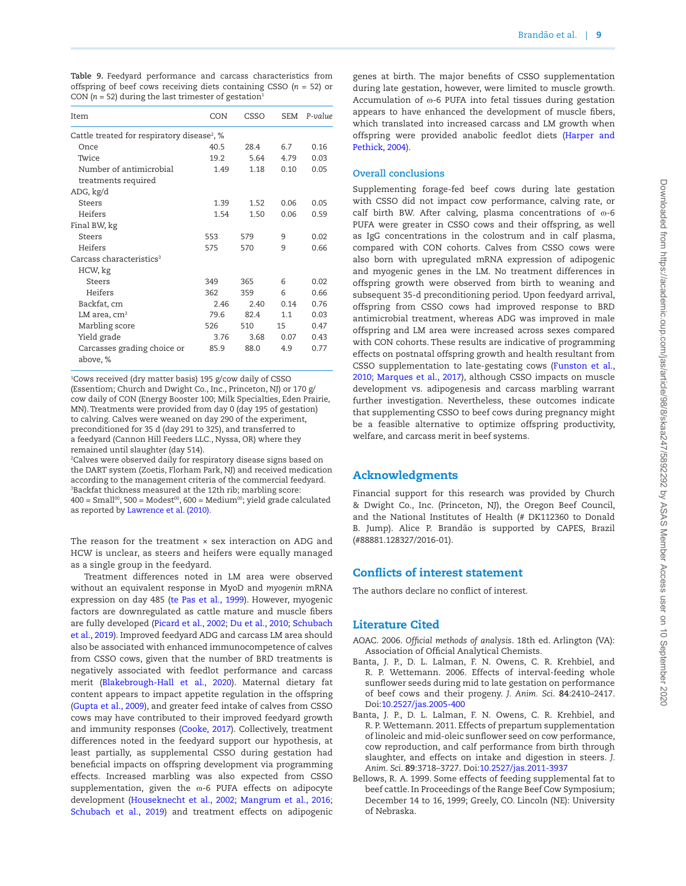**Table 9.** Feedyard performance and carcass characteristics from offspring of beef cows receiving diets containing CSSO ($n$ = 52) or CON ($n$ = 52) during the last trimester of gestation[1]

| Item | CON | CSSO | SEM | *P-value* |
|---|---|---|---|---|
| Cattle treated for respiratory disease[2], % | | | | |
| Once | 40.5 | 28.4 | 6.7 | 0.16 |
| Twice | 19.2 | 5.64 | 4.79 | 0.03 |
| Number of antimicrobial treatments required | 1.49 | 1.18 | 0.10 | 0.05 |
| ADG, kg/d | | | | |
| Steers | 1.39 | 1.52 | 0.06 | 0.05 |
| Heifers | 1.54 | 1.50 | 0.06 | 0.59 |
| Final BW, kg | | | | |
| Steers | 553 | 579 | 9 | 0.02 |
| Heifers | 575 | 570 | 9 | 0.66 |
| Carcass characteristics[3] | | | | |
| HCW, kg | | | | |
| Steers | 349 | 365 | 6 | 0.02 |
| Heifers | 362 | 359 | 6 | 0.66 |
| Backfat, cm | 2.46 | 2.40 | 0.14 | 0.76 |
| LM area, cm$^2$ | 79.6 | 82.4 | 1.1 | 0.03 |
| Marbling score | 526 | 510 | 15 | 0.47 |
| Yield grade | 3.76 | 3.68 | 0.07 | 0.43 |
| Carcasses grading choice or above, % | 85.9 | 88.0 | 4.9 | 0.77 |

[1]Cows received (dry matter basis) 195 g/cow daily of CSSO (Essentiom; Church and Dwight Co., Inc., Princeton, NJ) or 170 g/cow daily of CON (Energy Booster 100; Milk Specialties, Eden Prairie, MN). Treatments were provided from day 0 (day 195 of gestation) to calving. Calves were weaned on day 290 of the experiment, preconditioned for 35 d (day 291 to 325), and transferred to a feedyard (Cannon Hill Feeders LLC., Nyssa, OR) where they remained until slaughter (day 514).
[2]Calves were observed daily for respiratory disease signs based on the DART system (Zoetis, Florham Park, NJ) and received medication according to the management criteria of the commercial feedyard.
[3]Backfat thickness measured at the 12th rib; marbling score: 400 = Small$^{00}$, 500 = Modest$^{00}$, 600 = Medium$^{00}$; yield grade calculated as reported by Lawrence et al. (2010).

The reason for the treatment × sex interaction on ADG and HCW is unclear, as steers and heifers were equally managed as a single group in the feedyard.

Treatment differences noted in LM area were observed without an equivalent response in MyoD and *myogenin* mRNA expression on day 485 (te Pas et al., 1999). However, myogenic factors are downregulated as cattle mature and muscle fibers are fully developed (Picard et al., 2002; Du et al., 2010; Schubach et al., 2019). Improved feedyard ADG and carcass LM area should also be associated with enhanced immunocompetence of calves from CSSO cows, given that the number of BRD treatments is negatively associated with feedlot performance and carcass merit (Blakebrough-Hall et al., 2020). Maternal dietary fat content appears to impact appetite regulation in the offspring (Gupta et al., 2009), and greater feed intake of calves from CSSO cows may have contributed to their improved feedyard growth and immunity responses (Cooke, 2017). Collectively, treatment differences noted in the feedyard support our hypothesis, at least partially, as supplemental CSSO during gestation had beneficial impacts on offspring development via programming effects. Increased marbling was also expected from CSSO supplementation, given the ω-6 PUFA effects on adipocyte development (Houseknecht et al., 2002; Mangrum et al., 2016; Schubach et al., 2019) and treatment effects on adipogenic genes at birth. The major benefits of CSSO supplementation during late gestation, however, were limited to muscle growth. Accumulation of ω-6 PUFA into fetal tissues during gestation appears to have enhanced the development of muscle fibers, which translated into increased carcass and LM growth when offspring were provided anabolic feedlot diets (Harper and Pethick, 2004).

## Overall conclusions

Supplementing forage-fed beef cows during late gestation with CSSO did not impact cow performance, calving rate, or calf birth BW. After calving, plasma concentrations of ω-6 PUFA were greater in CSSO cows and their offspring, as well as IgG concentrations in the colostrum and in calf plasma, compared with CON cohorts. Calves from CSSO cows were also born with upregulated mRNA expression of adipogenic and myogenic genes in the LM. No treatment differences in offspring growth were observed from birth to weaning and subsequent 35-d preconditioning period. Upon feedyard arrival, offspring from CSSO cows had improved response to BRD antimicrobial treatment, whereas ADG was improved in male offspring and LM area were increased across sexes compared with CON cohorts. These results are indicative of programming effects on postnatal offspring growth and health resultant from CSSO supplementation to late-gestating cows (Funston et al., 2010; Marques et al., 2017), although CSSO impacts on muscle development vs. adipogenesis and carcass marbling warrant further investigation. Nevertheless, these outcomes indicate that supplementing CSSO to beef cows during pregnancy might be a feasible alternative to optimize offspring productivity, welfare, and carcass merit in beef systems.

## Acknowledgments

Financial support for this research was provided by Church & Dwight Co., Inc. (Princeton, NJ), the Oregon Beef Council, and the National Institutes of Health (# DK112360 to Donald B. Jump). Alice P. Brandão is supported by CAPES, Brazil (#88881.128327/2016-01).

## Conflicts of interest statement

The authors declare no conflict of interest.

## Literature Cited

AOAC. 2006. *Official methods of analysis*. 18th ed. Arlington (VA): Association of Official Analytical Chemists.

Banta, J. P., D. L. Lalman, F. N. Owens, C. R. Krehbiel, and R. P. Wettemann. 2006. Effects of interval-feeding whole sunflower seeds during mid to late gestation on performance of beef cows and their progeny. *J. Anim. Sci.* **84**:2410–2417. Doi:10.2527/jas.2005-400

Banta, J. P., D. L. Lalman, F. N. Owens, C. R. Krehbiel, and R. P. Wettemann. 2011. Effects of prepartum supplementation of linoleic and mid-oleic sunflower seed on cow performance, cow reproduction, and calf performance from birth through slaughter, and effects on intake and digestion in steers. *J. Anim. Sci.* **89**:3718–3727. Doi:10.2527/jas.2011-3937

Bellows, R. A. 1999. Some effects of feeding supplemental fat to beef cattle. In Proceedings of the Range Beef Cow Symposium; December 14 to 16, 1999; Greely, CO. Lincoln (NE): University of Nebraska.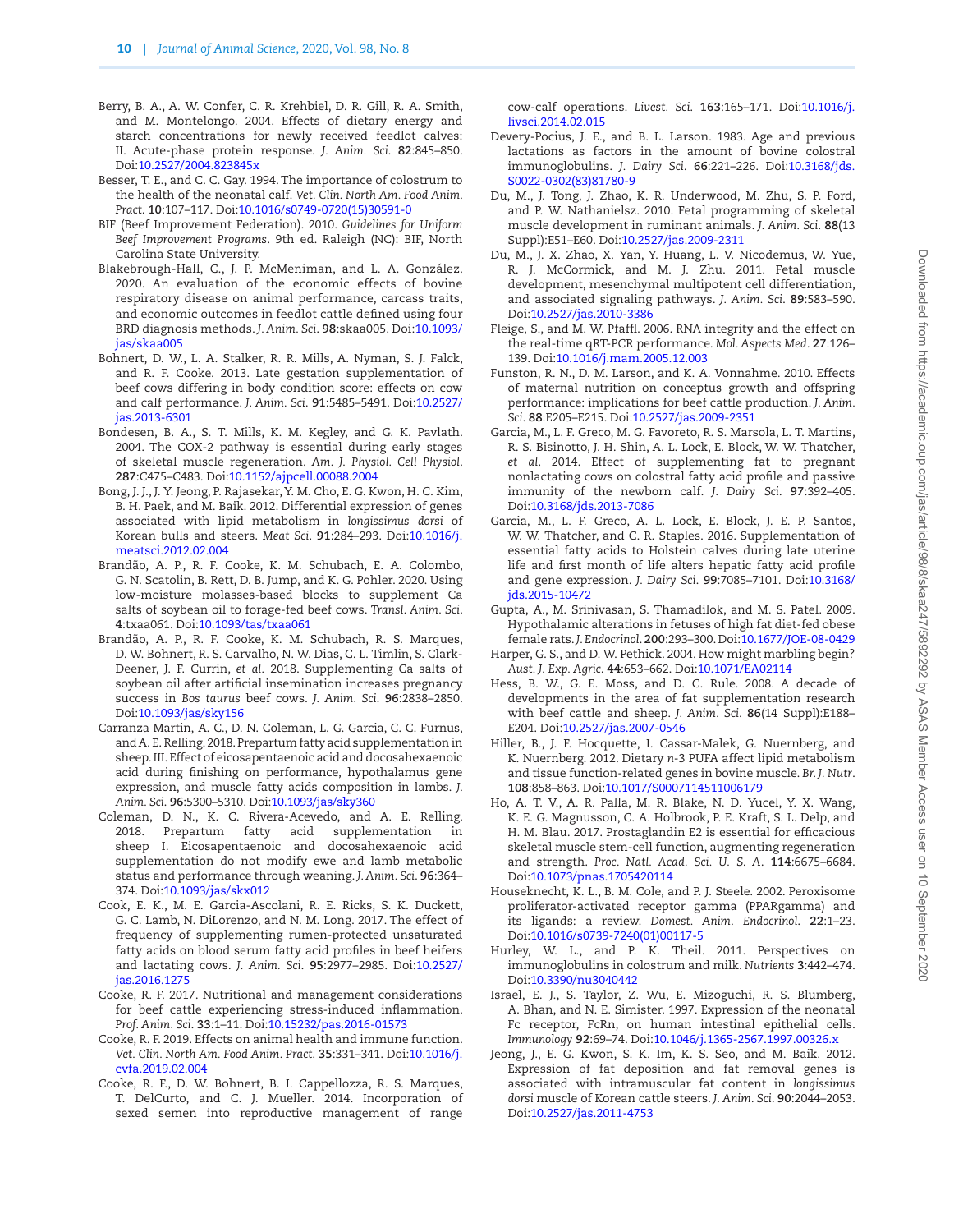Berry, B. A., A. W. Confer, C. R. Krehbiel, D. R. Gill, R. A. Smith, and M. Montelongo. 2004. Effects of dietary energy and starch concentrations for newly received feedlot calves: II. Acute-phase protein response. *J. Anim. Sci.* **82**:845–850. Doi:10.2527/2004.823845x

Besser, T. E., and C. C. Gay. 1994. The importance of colostrum to the health of the neonatal calf. *Vet. Clin. North Am. Food Anim. Pract.* **10**:107–117. Doi:10.1016/s0749-0720(15)30591-0

BIF (Beef Improvement Federation). 2010. *Guidelines for Uniform Beef Improvement Programs*. 9th ed. Raleigh (NC): BIF, North Carolina State University.

Blakebrough-Hall, C., J. P. McMeniman, and L. A. González. 2020. An evaluation of the economic effects of bovine respiratory disease on animal performance, carcass traits, and economic outcomes in feedlot cattle defined using four BRD diagnosis methods. *J. Anim. Sci.* **98**:skaa005. Doi:10.1093/jas/skaa005

Bohnert, D. W., L. A. Stalker, R. R. Mills, A. Nyman, S. J. Falck, and R. F. Cooke. 2013. Late gestation supplementation of beef cows differing in body condition score: effects on cow and calf performance. *J. Anim. Sci.* **91**:5485–5491. Doi:10.2527/jas.2013-6301

Bondesen, B. A., S. T. Mills, K. M. Kegley, and G. K. Pavlath. 2004. The COX-2 pathway is essential during early stages of skeletal muscle regeneration. *Am. J. Physiol. Cell Physiol.* **287**:C475–C483. Doi:10.1152/ajpcell.00088.2004

Bong, J. J., J. Y. Jeong, P. Rajasekar, Y. M. Cho, E. G. Kwon, H. C. Kim, B. H. Paek, and M. Baik. 2012. Differential expression of genes associated with lipid metabolism in *longissimus dorsi* of Korean bulls and steers. *Meat Sci.* **91**:284–293. Doi:10.1016/j.meatsci.2012.02.004

Brandão, A. P., R. F. Cooke, K. M. Schubach, E. A. Colombo, G. N. Scatolin, B. Rett, D. B. Jump, and K. G. Pohler. 2020. Using low-moisture molasses-based blocks to supplement Ca salts of soybean oil to forage-fed beef cows. *Transl. Anim. Sci.* **4**:txaa061. Doi:10.1093/tas/txaa061

Brandão, A. P., R. F. Cooke, K. M. Schubach, R. S. Marques, D. W. Bohnert, R. S. Carvalho, N. W. Dias, C. L. Timlin, S. Clark-Deener, J. F. Currin, *et al.* 2018. Supplementing Ca salts of soybean oil after artificial insemination increases pregnancy success in *Bos taurus* beef cows. *J. Anim. Sci.* **96**:2838–2850. Doi:10.1093/jas/sky156

Carranza Martin, A. C., D. N. Coleman, L. G. Garcia, C. C. Furnus, and A. E. Relling. 2018. Prepartum fatty acid supplementation in sheep. III. Effect of eicosapentaenoic acid and docosahexaenoic acid during finishing on performance, hypothalamus gene expression, and muscle fatty acids composition in lambs. *J. Anim. Sci.* **96**:5300–5310. Doi:10.1093/jas/sky360

Coleman, D. N., K. C. Rivera-Acevedo, and A. E. Relling. 2018. Prepartum fatty acid supplementation in sheep I. Eicosapentaenoic and docosahexaenoic acid supplementation do not modify ewe and lamb metabolic status and performance through weaning. *J. Anim. Sci.* **96**:364–374. Doi:10.1093/jas/skx012

Cook, E. K., M. E. Garcia-Ascolani, R. E. Ricks, S. K. Duckett, G. C. Lamb, N. DiLorenzo, and N. M. Long. 2017. The effect of frequency of supplementing rumen-protected unsaturated fatty acids on blood serum fatty acid profiles in beef heifers and lactating cows. *J. Anim. Sci.* **95**:2977–2985. Doi:10.2527/jas.2016.1275

Cooke, R. F. 2017. Nutritional and management considerations for beef cattle experiencing stress-induced inflammation. *Prof. Anim. Sci.* **33**:1–11. Doi:10.15232/pas.2016-01573

Cooke, R. F. 2019. Effects on animal health and immune function. *Vet. Clin. North Am. Food Anim. Pract.* **35**:331–341. Doi:10.1016/j.cvfa.2019.02.004

Cooke, R. F., D. W. Bohnert, B. I. Cappellozza, R. S. Marques, T. DelCurto, and C. J. Mueller. 2014. Incorporation of sexed semen into reproductive management of range cow-calf operations. *Livest. Sci.* **163**:165–171. Doi:10.1016/j.livsci.2014.02.015

Devery-Pocius, J. E., and B. L. Larson. 1983. Age and previous lactations as factors in the amount of bovine colostral immunoglobulins. *J. Dairy Sci.* **66**:221–226. Doi:10.3168/jds.S0022-0302(83)81780-9

Du, M., J. Tong, J. Zhao, K. R. Underwood, M. Zhu, S. P. Ford, and P. W. Nathanielsz. 2010. Fetal programming of skeletal muscle development in ruminant animals. *J. Anim. Sci.* **88**(13 Suppl):E51–E60. Doi:10.2527/jas.2009-2311

Du, M., J. X. Zhao, X. Yan, Y. Huang, L. V. Nicodemus, W. Yue, R. J. McCormick, and M. J. Zhu. 2011. Fetal muscle development, mesenchymal multipotent cell differentiation, and associated signaling pathways. *J. Anim. Sci.* **89**:583–590. Doi:10.2527/jas.2010-3386

Fleige, S., and M. W. Pfaffl. 2006. RNA integrity and the effect on the real-time qRT-PCR performance. *Mol. Aspects Med.* **27**:126–139. Doi:10.1016/j.mam.2005.12.003

Funston, R. N., D. M. Larson, and K. A. Vonnahme. 2010. Effects of maternal nutrition on conceptus growth and offspring performance: implications for beef cattle production. *J. Anim. Sci.* **88**:E205–E215. Doi:10.2527/jas.2009-2351

Garcia, M., L. F. Greco, M. G. Favoreto, R. S. Marsola, L. T. Martins, R. S. Bisinotto, J. H. Shin, A. L. Lock, E. Block, W. W. Thatcher, *et al.* 2014. Effect of supplementing fat to pregnant nonlactating cows on colostral fatty acid profile and passive immunity of the newborn calf. *J. Dairy Sci.* **97**:392–405. Doi:10.3168/jds.2013-7086

Garcia, M., L. F. Greco, A. L. Lock, E. Block, J. E. P. Santos, W. W. Thatcher, and C. R. Staples. 2016. Supplementation of essential fatty acids to Holstein calves during late uterine life and first month of life alters hepatic fatty acid profile and gene expression. *J. Dairy Sci.* **99**:7085–7101. Doi:10.3168/jds.2015-10472

Gupta, A., M. Srinivasan, S. Thamadilok, and M. S. Patel. 2009. Hypothalamic alterations in fetuses of high fat diet-fed obese female rats. *J. Endocrinol.* **200**:293–300. Doi:10.1677/JOE-08-0429

Harper, G. S., and D. W. Pethick. 2004. How might marbling begin? *Aust. J. Exp. Agric.* **44**:653–662. Doi:10.1071/EA02114

Hess, B. W., G. E. Moss, and D. C. Rule. 2008. A decade of developments in the area of fat supplementation research with beef cattle and sheep. *J. Anim. Sci.* **86**(14 Suppl):E188–E204. Doi:10.2527/jas.2007-0546

Hiller, B., J. F. Hocquette, I. Cassar-Malek, G. Nuernberg, and K. Nuernberg. 2012. Dietary *n*-3 PUFA affect lipid metabolism and tissue function-related genes in bovine muscle. *Br. J. Nutr.* **108**:858–863. Doi:10.1017/S0007114511006179

Ho, A. T. V., A. R. Palla, M. R. Blake, N. D. Yucel, Y. X. Wang, K. E. G. Magnusson, C. A. Holbrook, P. E. Kraft, S. L. Delp, and H. M. Blau. 2017. Prostaglandin E2 is essential for efficacious skeletal muscle stem-cell function, augmenting regeneration and strength. *Proc. Natl. Acad. Sci. U. S. A.* **114**:6675–6684. Doi:10.1073/pnas.1705420114

Houseknecht, K. L., B. M. Cole, and P. J. Steele. 2002. Peroxisome proliferator-activated receptor gamma (PPARgamma) and its ligands: a review. *Domest. Anim. Endocrinol.* **22**:1–23. Doi:10.1016/s0739-7240(01)00117-5

Hurley, W. L., and P. K. Theil. 2011. Perspectives on immunoglobulins in colostrum and milk. *Nutrients* **3**:442–474. Doi:10.3390/nu3040442

Israel, E. J., S. Taylor, Z. Wu, E. Mizoguchi, R. S. Blumberg, A. Bhan, and N. E. Simister. 1997. Expression of the neonatal Fc receptor, FcRn, on human intestinal epithelial cells. *Immunology* **92**:69–74. Doi:10.1046/j.1365-2567.1997.00326.x

Jeong, J., E. G. Kwon, S. K. Im, K. S. Seo, and M. Baik. 2012. Expression of fat deposition and fat removal genes is associated with intramuscular fat content in *longissimus dorsi* muscle of Korean cattle steers. *J. Anim. Sci.* **90**:2044–2053. Doi:10.2527/jas.2011-4753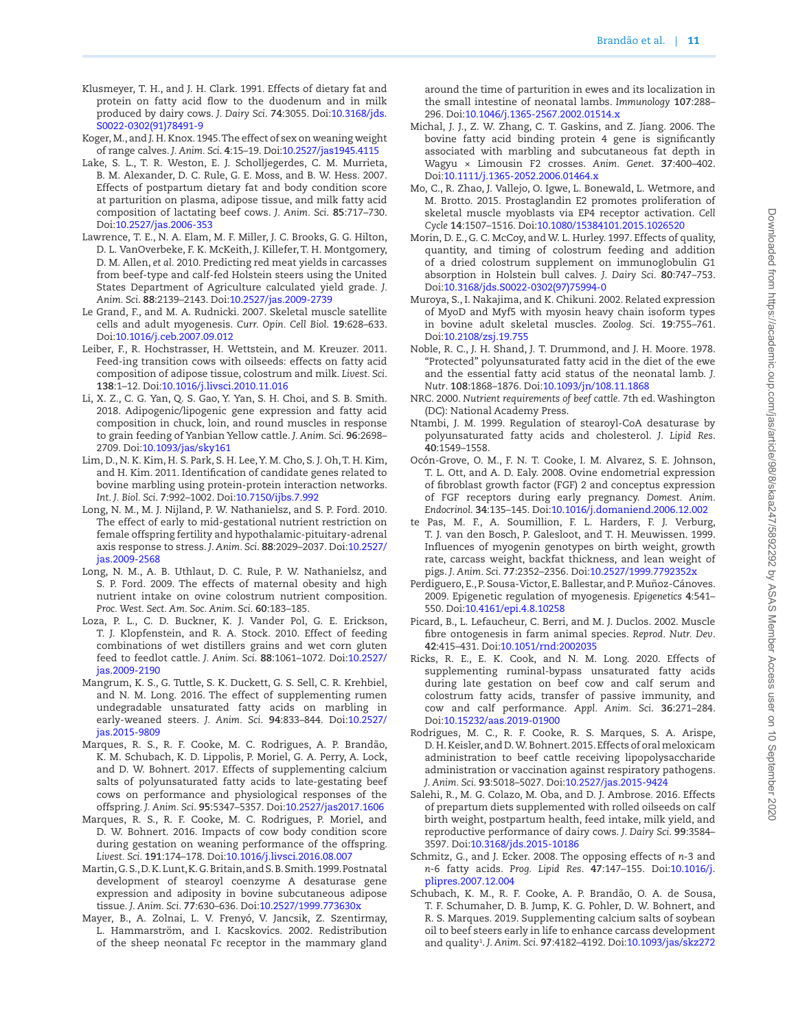Klusmeyer, T. H., and J. H. Clark. 1991. Effects of dietary fat and protein on fatty acid flow to the duodenum and in milk produced by dairy cows. *J. Dairy Sci.* **74**:3055. Doi:10.3168/jds.S0022-0302(91)78491-9

Koger, M., and J. H. Knox. 1945. The effect of sex on weaning weight of range calves. *J. Anim. Sci.* **4**:15–19. Doi:10.2527/jas1945.4115

Lake, S. L., T. R. Weston, E. J. Scholljegerdes, C. M. Murrieta, B. M. Alexander, D. C. Rule, G. E. Moss, and B. W. Hess. 2007. Effects of postpartum dietary fat and body condition score at parturition on plasma, adipose tissue, and milk fatty acid composition of lactating beef cows. *J. Anim. Sci.* **85**:717–730. Doi:10.2527/jas.2006-353

Lawrence, T. E., N. A. Elam, M. F. Miller, J. C. Brooks, G. G. Hilton, D. L. VanOverbeke, F. K. McKeith, J. Killefer, T. H. Montgomery, D. M. Allen, *et al.* 2010. Predicting red meat yields in carcasses from beef-type and calf-fed Holstein steers using the United States Department of Agriculture calculated yield grade. *J. Anim. Sci.* **88**:2139–2143. Doi:10.2527/jas.2009-2739

Le Grand, F., and M. A. Rudnicki. 2007. Skeletal muscle satellite cells and adult myogenesis. *Curr. Opin. Cell Biol.* **19**:628–633. Doi:10.1016/j.ceb.2007.09.012

Leiber, F., R. Hochstrasser, H. Wettstein, and M. Kreuzer. 2011. Feed-ing transition cows with oilseeds: effects on fatty acid composition of adipose tissue, colostrum and milk. *Livest. Sci.* **138**:1–12. Doi:10.1016/j.livsci.2010.11.016

Li, X. Z., C. G. Yan, Q. S. Gao, Y. Yan, S. H. Choi, and S. B. Smith. 2018. Adipogenic/lipogenic gene expression and fatty acid composition in chuck, loin, and round muscles in response to grain feeding of Yanbian Yellow cattle. *J. Anim. Sci.* **96**:2698–2709. Doi:10.1093/jas/sky161

Lim, D., N. K. Kim, H. S. Park, S. H. Lee, Y. M. Cho, S. J. Oh, T. H. Kim, and H. Kim. 2011. Identification of candidate genes related to bovine marbling using protein-protein interaction networks. *Int. J. Biol. Sci.* **7**:992–1002. Doi:10.7150/ijbs.7.992

Long, N. M., M. J. Nijland, P. W. Nathanielsz, and S. P. Ford. 2010. The effect of early to mid-gestational nutrient restriction on female offspring fertility and hypothalamic-pituitary-adrenal axis response to stress. *J. Anim. Sci.* **88**:2029–2037. Doi:10.2527/jas.2009-2568

Long, N. M., A. B. Uthlaut, D. C. Rule, P. W. Nathanielsz, and S. P. Ford. 2009. The effects of maternal obesity and high nutrient intake on ovine colostrum nutrient composition. *Proc. West. Sect. Am. Soc. Anim. Sci.* **60**:183–185.

Loza, P. L., C. D. Buckner, K. J. Vander Pol, G. E. Erickson, T. J. Klopfenstein, and R. A. Stock. 2010. Effect of feeding combinations of wet distillers grains and wet corn gluten feed to feedlot cattle. *J. Anim. Sci.* **88**:1061–1072. Doi:10.2527/jas.2009-2190

Mangrum, K. S., G. Tuttle, S. K. Duckett, G. S. Sell, C. R. Krehbiel, and N. M. Long. 2016. The effect of supplementing rumen undegradable unsaturated fatty acids on marbling in early-weaned steers. *J. Anim. Sci.* **94**:833–844. Doi:10.2527/jas.2015-9809

Marques, R. S., R. F. Cooke, M. C. Rodrigues, A. P. Brandão, K. M. Schubach, K. D. Lippolis, P. Moriel, G. A. Perry, A. Lock, and D. W. Bohnert. 2017. Effects of supplementing calcium salts of polyunsaturated fatty acids to late-gestating beef cows on performance and physiological responses of the offspring. *J. Anim. Sci.* **95**:5347–5357. Doi:10.2527/jas2017.1606

Marques, R. S., R. F. Cooke, M. C. Rodrigues, P. Moriel, and D. W. Bohnert. 2016. Impacts of cow body condition score during gestation on weaning performance of the offspring. *Livest. Sci.* **191**:174–178. Doi:10.1016/j.livsci.2016.08.007

Martin, G. S., D. K. Lunt, K. G. Britain, and S. B. Smith. 1999. Postnatal development of stearoyl coenzyme A desaturase gene expression and adiposity in bovine subcutaneous adipose tissue. *J. Anim. Sci.* **77**:630–636. Doi:10.2527/1999.773630x

Mayer, B., A. Zolnai, L. V. Frenyó, V. Jancsik, Z. Szentirmay, L. Hammarström, and I. Kacskovics. 2002. Redistribution of the sheep neonatal Fc receptor in the mammary gland around the time of parturition in ewes and its localization in the small intestine of neonatal lambs. *Immunology* **107**:288–296. Doi:10.1046/j.1365-2567.2002.01514.x

Michal, J. J., Z. W. Zhang, C. T. Gaskins, and Z. Jiang. 2006. The bovine fatty acid binding protein 4 gene is significantly associated with marbling and subcutaneous fat depth in Wagyu × Limousin F2 crosses. *Anim. Genet.* **37**:400–402. Doi:10.1111/j.1365-2052.2006.01464.x

Mo, C., R. Zhao, J. Vallejo, O. Igwe, L. Bonewald, L. Wetmore, and M. Brotto. 2015. Prostaglandin E2 promotes proliferation of skeletal muscle myoblasts via EP4 receptor activation. *Cell Cycle* **14**:1507–1516. Doi:10.1080/15384101.2015.1026520

Morin, D. E., G. C. McCoy, and W. L. Hurley. 1997. Effects of quality, quantity, and timing of colostrum feeding and addition of a dried colostrum supplement on immunoglobulin G1 absorption in Holstein bull calves. *J. Dairy Sci.* **80**:747–753. Doi:10.3168/jds.S0022-0302(97)75994-0

Muroya, S., I. Nakajima, and K. Chikuni. 2002. Related expression of MyoD and Myf5 with myosin heavy chain isoform types in bovine adult skeletal muscles. *Zoolog. Sci.* **19**:755–761. Doi:10.2108/zsj.19.755

Noble, R. C., J. H. Shand, J. T. Drummond, and J. H. Moore. 1978. "Protected" polyunsaturated fatty acid in the diet of the ewe and the essential fatty acid status of the neonatal lamb. *J. Nutr.* **108**:1868–1876. Doi:10.1093/jn/108.11.1868

NRC. 2000. *Nutrient requirements of beef cattle*. 7th ed. Washington (DC): National Academy Press.

Ntambi, J. M. 1999. Regulation of stearoyl-CoA desaturase by polyunsaturated fatty acids and cholesterol. *J. Lipid Res.* **40**:1549–1558.

Ocón-Grove, O. M., F. N. T. Cooke, I. M. Alvarez, S. E. Johnson, T. L. Ott, and A. D. Ealy. 2008. Ovine endometrial expression of fibroblast growth factor (FGF) 2 and conceptus expression of FGF receptors during early pregnancy. *Domest. Anim. Endocrinol.* **34**:135–145. Doi:10.1016/j.domaniend.2006.12.002

te Pas, M. F., A. Soumillion, F. L. Harders, F. J. Verburg, T. J. van den Bosch, P. Galesloot, and T. H. Meuwissen. 1999. Influences of myogenin genotypes on birth weight, growth rate, carcass weight, backfat thickness, and lean weight of pigs. *J. Anim. Sci.* **77**:2352–2356. Doi:10.2527/1999.7792352x

Perdiguero, E., P. Sousa-Victor, E. Ballestar, and P. Muñoz-Cánoves. 2009. Epigenetic regulation of myogenesis. *Epigenetics* **4**:541–550. Doi:10.4161/epi.4.8.10258

Picard, B., L. Lefaucheur, C. Berri, and M. J. Duclos. 2002. Muscle fibre ontogenesis in farm animal species. *Reprod. Nutr. Dev.* **42**:415–431. Doi:10.1051/rnd:2002035

Ricks, R. E., E. K. Cook, and N. M. Long. 2020. Effects of supplementing ruminal-bypass unsaturated fatty acids during late gestation on beef cow and calf serum and colostrum fatty acids, transfer of passive immunity, and cow and calf performance. *Appl. Anim. Sci.* **36**:271–284. Doi:10.15232/aas.2019-01900

Rodrigues, M. C., R. F. Cooke, R. S. Marques, S. A. Arispe, D. H. Keisler, and D. W. Bohnert. 2015. Effects of oral meloxicam administration to beef cattle receiving lipopolysaccharide administration or vaccination against respiratory pathogens. *J. Anim. Sci.* **93**:5018–5027. Doi:10.2527/jas.2015-9424

Salehi, R., M. G. Colazo, M. Oba, and D. J. Ambrose. 2016. Effects of prepartum diets supplemented with rolled oilseeds on calf birth weight, postpartum health, feed intake, milk yield, and reproductive performance of dairy cows. *J. Dairy Sci.* **99**:3584–3597. Doi:10.3168/jds.2015-10186

Schmitz, G., and J. Ecker. 2008. The opposing effects of *n*-3 and *n*-6 fatty acids. *Prog. Lipid Res.* **47**:147–155. Doi:10.1016/j.plipres.2007.12.004

Schubach, K. M., R. F. Cooke, A. P. Brandão, O. A. de Sousa, T. F. Schumaher, D. B. Jump, K. G. Pohler, D. W. Bohnert, and R. S. Marques. 2019. Supplementing calcium salts of soybean oil to beef steers early in life to enhance carcass development and quality[1]. *J. Anim. Sci.* **97**:4182–4192. Doi:10.1093/jas/skz272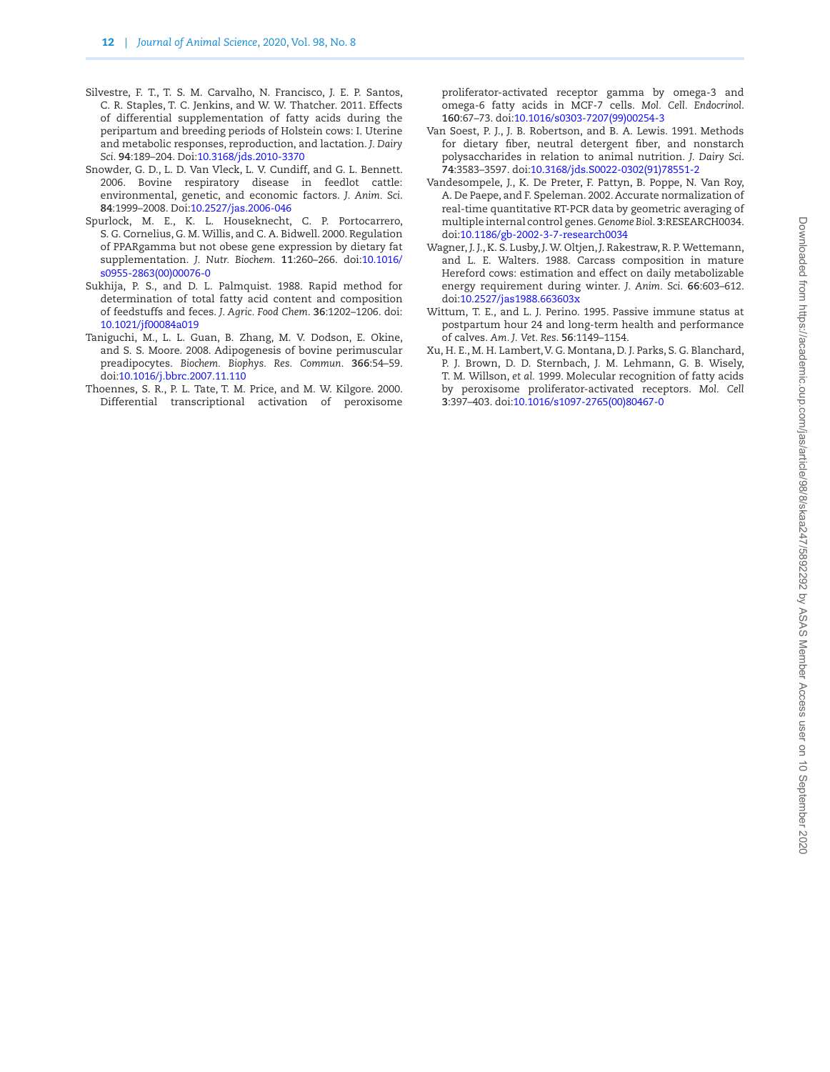Silvestre, F. T., T. S. M. Carvalho, N. Francisco, J. E. P. Santos, C. R. Staples, T. C. Jenkins, and W. W. Thatcher. 2011. Effects of differential supplementation of fatty acids during the peripartum and breeding periods of Holstein cows: I. Uterine and metabolic responses, reproduction, and lactation. *J. Dairy Sci.* **94**:189–204. Doi:10.3168/jds.2010-3370

Snowder, G. D., L. D. Van Vleck, L. V. Cundiff, and G. L. Bennett. 2006. Bovine respiratory disease in feedlot cattle: environmental, genetic, and economic factors. *J. Anim. Sci.* **84**:1999–2008. Doi:10.2527/jas.2006-046

Spurlock, M. E., K. L. Houseknecht, C. P. Portocarrero, S. G. Cornelius, G. M. Willis, and C. A. Bidwell. 2000. Regulation of PPARgamma but not obese gene expression by dietary fat supplementation. *J. Nutr. Biochem.* **11**:260–266. doi:10.1016/s0955-2863(00)00076-0

Sukhija, P. S., and D. L. Palmquist. 1988. Rapid method for determination of total fatty acid content and composition of feedstuffs and feces. *J. Agric. Food Chem.* **36**:1202–1206. doi:10.1021/jf00084a019

Taniguchi, M., L. L. Guan, B. Zhang, M. V. Dodson, E. Okine, and S. S. Moore. 2008. Adipogenesis of bovine perimuscular preadipocytes. *Biochem. Biophys. Res. Commun.* **366**:54–59. doi:10.1016/j.bbrc.2007.11.110

Thoennes, S. R., P. L. Tate, T. M. Price, and M. W. Kilgore. 2000. Differential transcriptional activation of peroxisome proliferator-activated receptor gamma by omega-3 and omega-6 fatty acids in MCF-7 cells. *Mol. Cell. Endocrinol.* **160**:67–73. doi:10.1016/s0303-7207(99)00254-3

Van Soest, P. J., J. B. Robertson, and B. A. Lewis. 1991. Methods for dietary fiber, neutral detergent fiber, and nonstarch polysaccharides in relation to animal nutrition. *J. Dairy Sci.* **74**:3583–3597. doi:10.3168/jds.S0022-0302(91)78551-2

Vandesompele, J., K. De Preter, F. Pattyn, B. Poppe, N. Van Roy, A. De Paepe, and F. Speleman. 2002. Accurate normalization of real-time quantitative RT-PCR data by geometric averaging of multiple internal control genes. *Genome Biol.* **3**:RESEARCH0034. doi:10.1186/gb-2002-3-7-research0034

Wagner, J. J., K. S. Lusby, J. W. Oltjen, J. Rakestraw, R. P. Wettemann, and L. E. Walters. 1988. Carcass composition in mature Hereford cows: estimation and effect on daily metabolizable energy requirement during winter. *J. Anim. Sci.* **66**:603–612. doi:10.2527/jas1988.663603x

Wittum, T. E., and L. J. Perino. 1995. Passive immune status at postpartum hour 24 and long-term health and performance of calves. *Am. J. Vet. Res.* **56**:1149–1154.

Xu, H. E., M. H. Lambert, V. G. Montana, D. J. Parks, S. G. Blanchard, P. J. Brown, D. D. Sternbach, J. M. Lehmann, G. B. Wisely, T. M. Willson, *et al.* 1999. Molecular recognition of fatty acids by peroxisome proliferator-activated receptors. *Mol. Cell* **3**:397–403. doi:10.1016/s1097-2765(00)80467-0